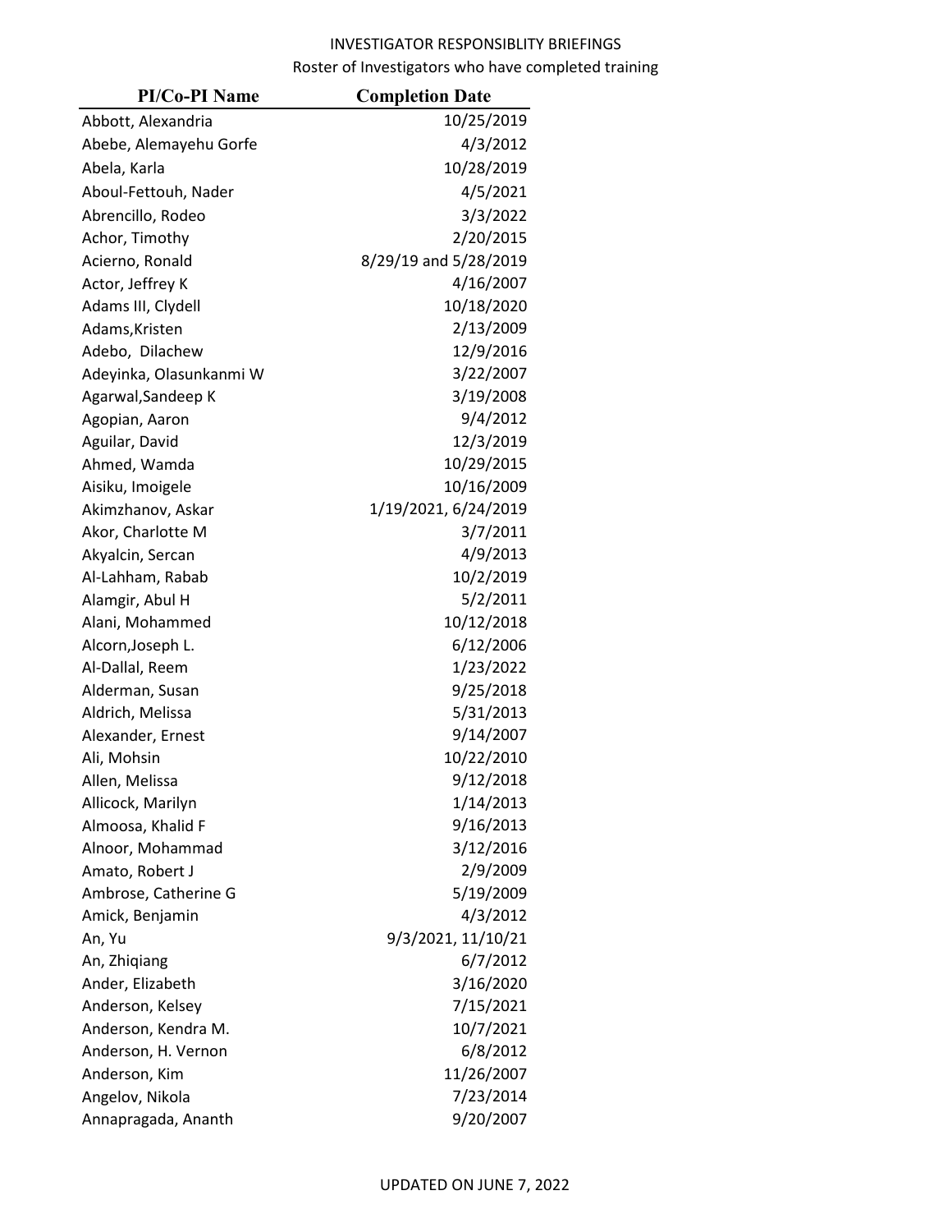INVESTIGATOR RESPONSIBLITY BRIEFINGS

Roster of Investigators who have completed training

| PI/Co-PI Name | Completion Date |
|---|---|
| Abbott, Alexandria | 10/25/2019 |
| Abebe, Alemayehu Gorfe | 4/3/2012 |
| Abela, Karla | 10/28/2019 |
| Aboul-Fettouh, Nader | 4/5/2021 |
| Abrencillo, Rodeo | 3/3/2022 |
| Achor, Timothy | 2/20/2015 |
| Acierno, Ronald | 8/29/19 and 5/28/2019 |
| Actor, Jeffrey K | 4/16/2007 |
| Adams III, Clydell | 10/18/2020 |
| Adams,Kristen | 2/13/2009 |
| Adebo, Dilachew | 12/9/2016 |
| Adeyinka, Olasunkanmi W | 3/22/2007 |
| Agarwal,Sandeep K | 3/19/2008 |
| Agopian, Aaron | 9/4/2012 |
| Aguilar, David | 12/3/2019 |
| Ahmed, Wamda | 10/29/2015 |
| Aisiku, Imoigele | 10/16/2009 |
| Akimzhanov, Askar | 1/19/2021, 6/24/2019 |
| Akor, Charlotte M | 3/7/2011 |
| Akyalcin, Sercan | 4/9/2013 |
| Al-Lahham, Rabab | 10/2/2019 |
| Alamgir, Abul H | 5/2/2011 |
| Alani, Mohammed | 10/12/2018 |
| Alcorn,Joseph L. | 6/12/2006 |
| Al-Dallal, Reem | 1/23/2022 |
| Alderman, Susan | 9/25/2018 |
| Aldrich, Melissa | 5/31/2013 |
| Alexander, Ernest | 9/14/2007 |
| Ali, Mohsin | 10/22/2010 |
| Allen, Melissa | 9/12/2018 |
| Allicock, Marilyn | 1/14/2013 |
| Almoosa, Khalid F | 9/16/2013 |
| Alnoor, Mohammad | 3/12/2016 |
| Amato, Robert J | 2/9/2009 |
| Ambrose, Catherine G | 5/19/2009 |
| Amick, Benjamin | 4/3/2012 |
| An, Yu | 9/3/2021, 11/10/21 |
| An, Zhiqiang | 6/7/2012 |
| Ander, Elizabeth | 3/16/2020 |
| Anderson, Kelsey | 7/15/2021 |
| Anderson, Kendra M. | 10/7/2021 |
| Anderson, H. Vernon | 6/8/2012 |
| Anderson, Kim | 11/26/2007 |
| Angelov, Nikola | 7/23/2014 |
| Annapragada, Ananth | 9/20/2007 |

UPDATED ON JUNE 7, 2022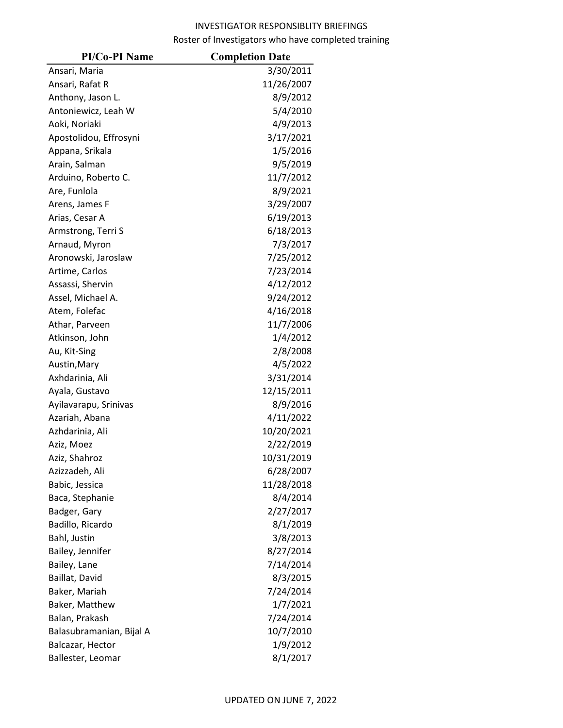INVESTIGATOR RESPONSIBLITY BRIEFINGS

Roster of Investigators who have completed training

| PI/Co-PI Name | Completion Date |
| --- | --- |
| Ansari, Maria | 3/30/2011 |
| Ansari, Rafat R | 11/26/2007 |
| Anthony, Jason L. | 8/9/2012 |
| Antoniewicz, Leah W | 5/4/2010 |
| Aoki, Noriaki | 4/9/2013 |
| Apostolidou, Effrosyni | 3/17/2021 |
| Appana, Srikala | 1/5/2016 |
| Arain, Salman | 9/5/2019 |
| Arduino, Roberto C. | 11/7/2012 |
| Are, Funlola | 8/9/2021 |
| Arens, James F | 3/29/2007 |
| Arias, Cesar A | 6/19/2013 |
| Armstrong, Terri S | 6/18/2013 |
| Arnaud, Myron | 7/3/2017 |
| Aronowski, Jaroslaw | 7/25/2012 |
| Artime, Carlos | 7/23/2014 |
| Assassi, Shervin | 4/12/2012 |
| Assel, Michael A. | 9/24/2012 |
| Atem, Folefac | 4/16/2018 |
| Athar, Parveen | 11/7/2006 |
| Atkinson, John | 1/4/2012 |
| Au, Kit-Sing | 2/8/2008 |
| Austin,Mary | 4/5/2022 |
| Axhdarinia, Ali | 3/31/2014 |
| Ayala, Gustavo | 12/15/2011 |
| Ayilavarapu, Srinivas | 8/9/2016 |
| Azariah, Abana | 4/11/2022 |
| Azhdarinia, Ali | 10/20/2021 |
| Aziz, Moez | 2/22/2019 |
| Aziz, Shahroz | 10/31/2019 |
| Azizzadeh, Ali | 6/28/2007 |
| Babic, Jessica | 11/28/2018 |
| Baca, Stephanie | 8/4/2014 |
| Badger, Gary | 2/27/2017 |
| Badillo, Ricardo | 8/1/2019 |
| Bahl, Justin | 3/8/2013 |
| Bailey, Jennifer | 8/27/2014 |
| Bailey, Lane | 7/14/2014 |
| Baillat, David | 8/3/2015 |
| Baker, Mariah | 7/24/2014 |
| Baker, Matthew | 1/7/2021 |
| Balan, Prakash | 7/24/2014 |
| Balasubramanian, Bijal A | 10/7/2010 |
| Balcazar, Hector | 1/9/2012 |
| Ballester, Leomar | 8/1/2017 |

UPDATED ON JUNE 7, 2022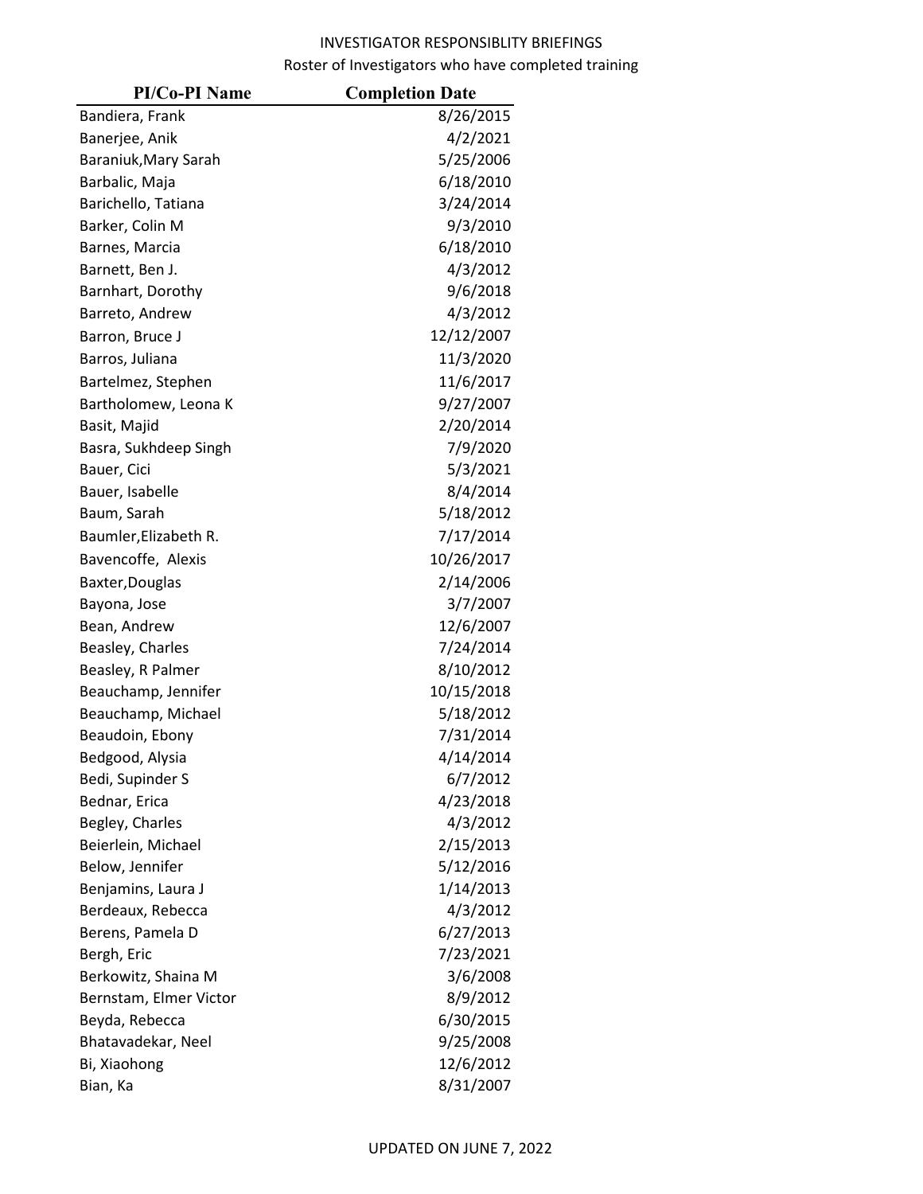INVESTIGATOR RESPONSIBLITY BRIEFINGS

Roster of Investigators who have completed training

| PI/Co-PI Name | Completion Date |
|---|---|
| Bandiera, Frank | 8/26/2015 |
| Banerjee, Anik | 4/2/2021 |
| Baraniuk,Mary Sarah | 5/25/2006 |
| Barbalic, Maja | 6/18/2010 |
| Barichello, Tatiana | 3/24/2014 |
| Barker, Colin M | 9/3/2010 |
| Barnes, Marcia | 6/18/2010 |
| Barnett, Ben J. | 4/3/2012 |
| Barnhart, Dorothy | 9/6/2018 |
| Barreto, Andrew | 4/3/2012 |
| Barron, Bruce J | 12/12/2007 |
| Barros, Juliana | 11/3/2020 |
| Bartelmez, Stephen | 11/6/2017 |
| Bartholomew, Leona K | 9/27/2007 |
| Basit, Majid | 2/20/2014 |
| Basra, Sukhdeep Singh | 7/9/2020 |
| Bauer, Cici | 5/3/2021 |
| Bauer, Isabelle | 8/4/2014 |
| Baum, Sarah | 5/18/2012 |
| Baumler,Elizabeth R. | 7/17/2014 |
| Bavencoffe, Alexis | 10/26/2017 |
| Baxter,Douglas | 2/14/2006 |
| Bayona, Jose | 3/7/2007 |
| Bean, Andrew | 12/6/2007 |
| Beasley, Charles | 7/24/2014 |
| Beasley, R Palmer | 8/10/2012 |
| Beauchamp, Jennifer | 10/15/2018 |
| Beauchamp, Michael | 5/18/2012 |
| Beaudoin, Ebony | 7/31/2014 |
| Bedgood, Alysia | 4/14/2014 |
| Bedi, Supinder S | 6/7/2012 |
| Bednar, Erica | 4/23/2018 |
| Begley, Charles | 4/3/2012 |
| Beierlein, Michael | 2/15/2013 |
| Below, Jennifer | 5/12/2016 |
| Benjamins, Laura J | 1/14/2013 |
| Berdeaux, Rebecca | 4/3/2012 |
| Berens, Pamela D | 6/27/2013 |
| Bergh, Eric | 7/23/2021 |
| Berkowitz, Shaina M | 3/6/2008 |
| Bernstam, Elmer Victor | 8/9/2012 |
| Beyda, Rebecca | 6/30/2015 |
| Bhatavadekar, Neel | 9/25/2008 |
| Bi, Xiaohong | 12/6/2012 |
| Bian, Ka | 8/31/2007 |

UPDATED ON JUNE 7, 2022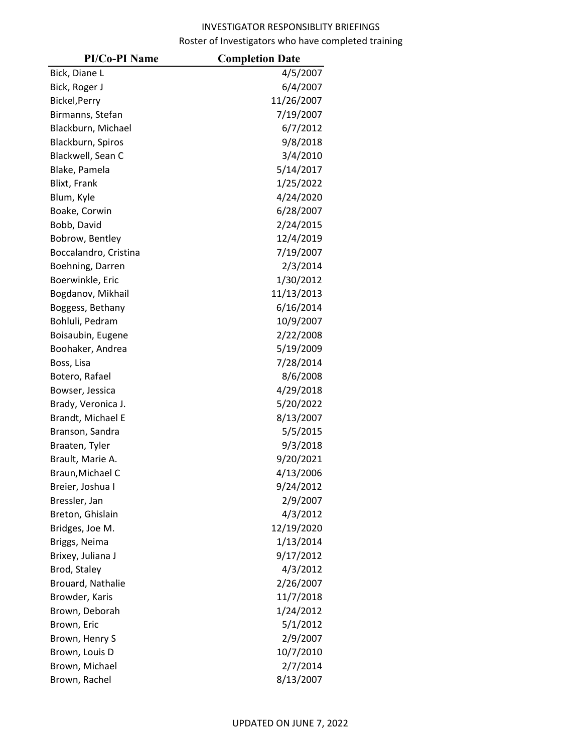INVESTIGATOR RESPONSIBLITY BRIEFINGS

Roster of Investigators who have completed training

| PI/Co-PI Name | Completion Date |
|---|---|
| Bick, Diane L | 4/5/2007 |
| Bick, Roger J | 6/4/2007 |
| Bickel,Perry | 11/26/2007 |
| Birmanns, Stefan | 7/19/2007 |
| Blackburn, Michael | 6/7/2012 |
| Blackburn, Spiros | 9/8/2018 |
| Blackwell, Sean C | 3/4/2010 |
| Blake, Pamela | 5/14/2017 |
| Blixt, Frank | 1/25/2022 |
| Blum, Kyle | 4/24/2020 |
| Boake, Corwin | 6/28/2007 |
| Bobb, David | 2/24/2015 |
| Bobrow, Bentley | 12/4/2019 |
| Boccalandro, Cristina | 7/19/2007 |
| Boehning, Darren | 2/3/2014 |
| Boerwinkle, Eric | 1/30/2012 |
| Bogdanov, Mikhail | 11/13/2013 |
| Boggess, Bethany | 6/16/2014 |
| Bohluli, Pedram | 10/9/2007 |
| Boisaubin, Eugene | 2/22/2008 |
| Boohaker, Andrea | 5/19/2009 |
| Boss, Lisa | 7/28/2014 |
| Botero, Rafael | 8/6/2008 |
| Bowser, Jessica | 4/29/2018 |
| Brady, Veronica J. | 5/20/2022 |
| Brandt, Michael E | 8/13/2007 |
| Branson, Sandra | 5/5/2015 |
| Braaten, Tyler | 9/3/2018 |
| Brault, Marie A. | 9/20/2021 |
| Braun,Michael C | 4/13/2006 |
| Breier, Joshua I | 9/24/2012 |
| Bressler, Jan | 2/9/2007 |
| Breton, Ghislain | 4/3/2012 |
| Bridges, Joe M. | 12/19/2020 |
| Briggs, Neima | 1/13/2014 |
| Brixey, Juliana J | 9/17/2012 |
| Brod, Staley | 4/3/2012 |
| Brouard, Nathalie | 2/26/2007 |
| Browder, Karis | 11/7/2018 |
| Brown, Deborah | 1/24/2012 |
| Brown, Eric | 5/1/2012 |
| Brown, Henry S | 2/9/2007 |
| Brown, Louis D | 10/7/2010 |
| Brown, Michael | 2/7/2014 |
| Brown, Rachel | 8/13/2007 |

UPDATED ON JUNE 7, 2022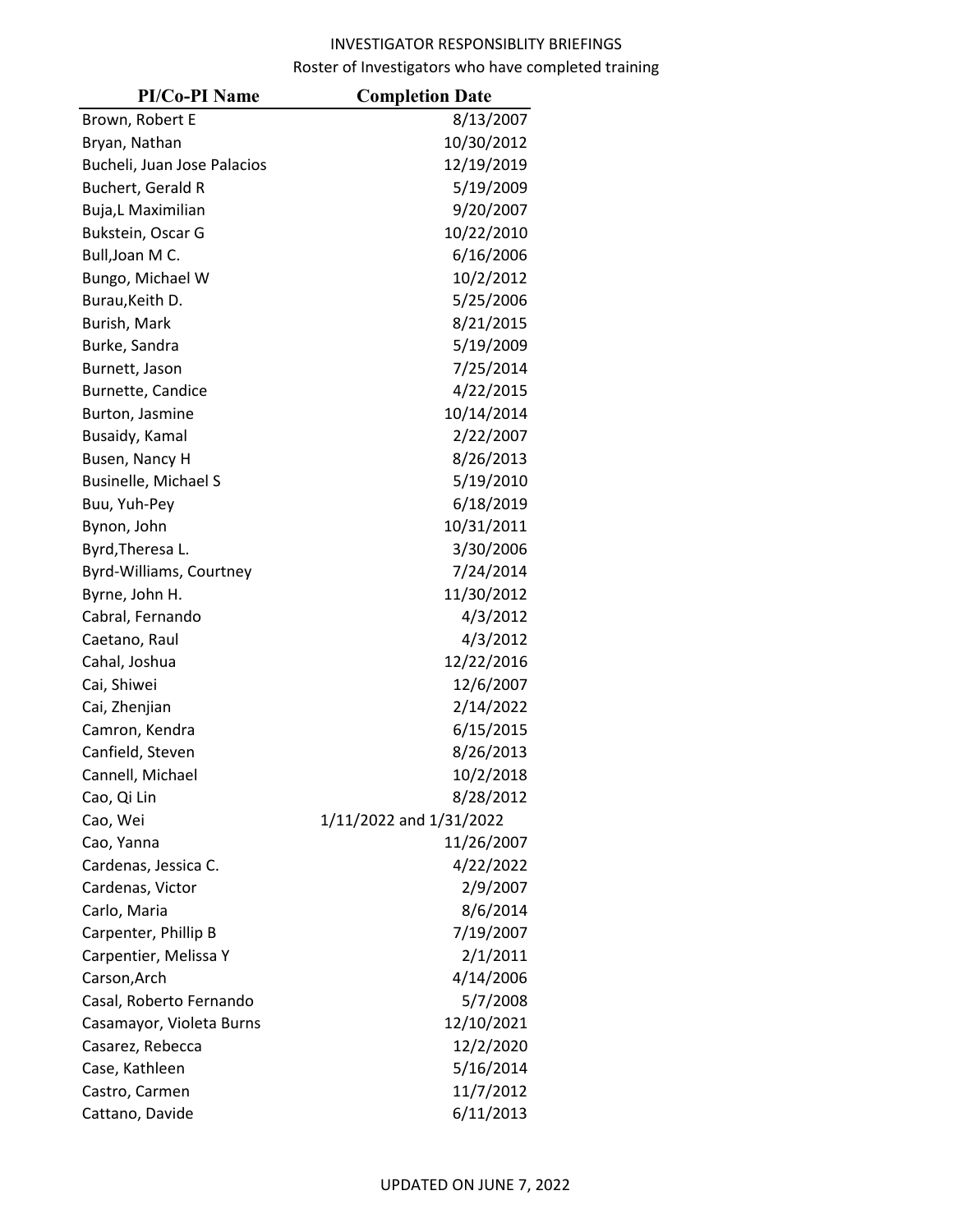INVESTIGATOR RESPONSIBLITY BRIEFINGS

Roster of Investigators who have completed training

| PI/Co-PI Name | Completion Date |
|---|---|
| Brown, Robert E | 8/13/2007 |
| Bryan, Nathan | 10/30/2012 |
| Bucheli, Juan Jose Palacios | 12/19/2019 |
| Buchert, Gerald R | 5/19/2009 |
| Buja,L Maximilian | 9/20/2007 |
| Bukstein, Oscar G | 10/22/2010 |
| Bull,Joan M C. | 6/16/2006 |
| Bungo, Michael W | 10/2/2012 |
| Burau,Keith D. | 5/25/2006 |
| Burish, Mark | 8/21/2015 |
| Burke, Sandra | 5/19/2009 |
| Burnett, Jason | 7/25/2014 |
| Burnette, Candice | 4/22/2015 |
| Burton, Jasmine | 10/14/2014 |
| Busaidy, Kamal | 2/22/2007 |
| Busen, Nancy H | 8/26/2013 |
| Businelle, Michael S | 5/19/2010 |
| Buu, Yuh-Pey | 6/18/2019 |
| Bynon, John | 10/31/2011 |
| Byrd,Theresa L. | 3/30/2006 |
| Byrd-Williams, Courtney | 7/24/2014 |
| Byrne, John H. | 11/30/2012 |
| Cabral, Fernando | 4/3/2012 |
| Caetano, Raul | 4/3/2012 |
| Cahal, Joshua | 12/22/2016 |
| Cai, Shiwei | 12/6/2007 |
| Cai, Zhenjian | 2/14/2022 |
| Camron, Kendra | 6/15/2015 |
| Canfield, Steven | 8/26/2013 |
| Cannell, Michael | 10/2/2018 |
| Cao, Qi Lin | 8/28/2012 |
| Cao, Wei | 1/11/2022 and 1/31/2022 |
| Cao, Yanna | 11/26/2007 |
| Cardenas, Jessica C. | 4/22/2022 |
| Cardenas, Victor | 2/9/2007 |
| Carlo, Maria | 8/6/2014 |
| Carpenter, Phillip B | 7/19/2007 |
| Carpentier, Melissa Y | 2/1/2011 |
| Carson,Arch | 4/14/2006 |
| Casal, Roberto Fernando | 5/7/2008 |
| Casamayor, Violeta Burns | 12/10/2021 |
| Casarez, Rebecca | 12/2/2020 |
| Case, Kathleen | 5/16/2014 |
| Castro, Carmen | 11/7/2012 |
| Cattano, Davide | 6/11/2013 |

UPDATED ON JUNE 7, 2022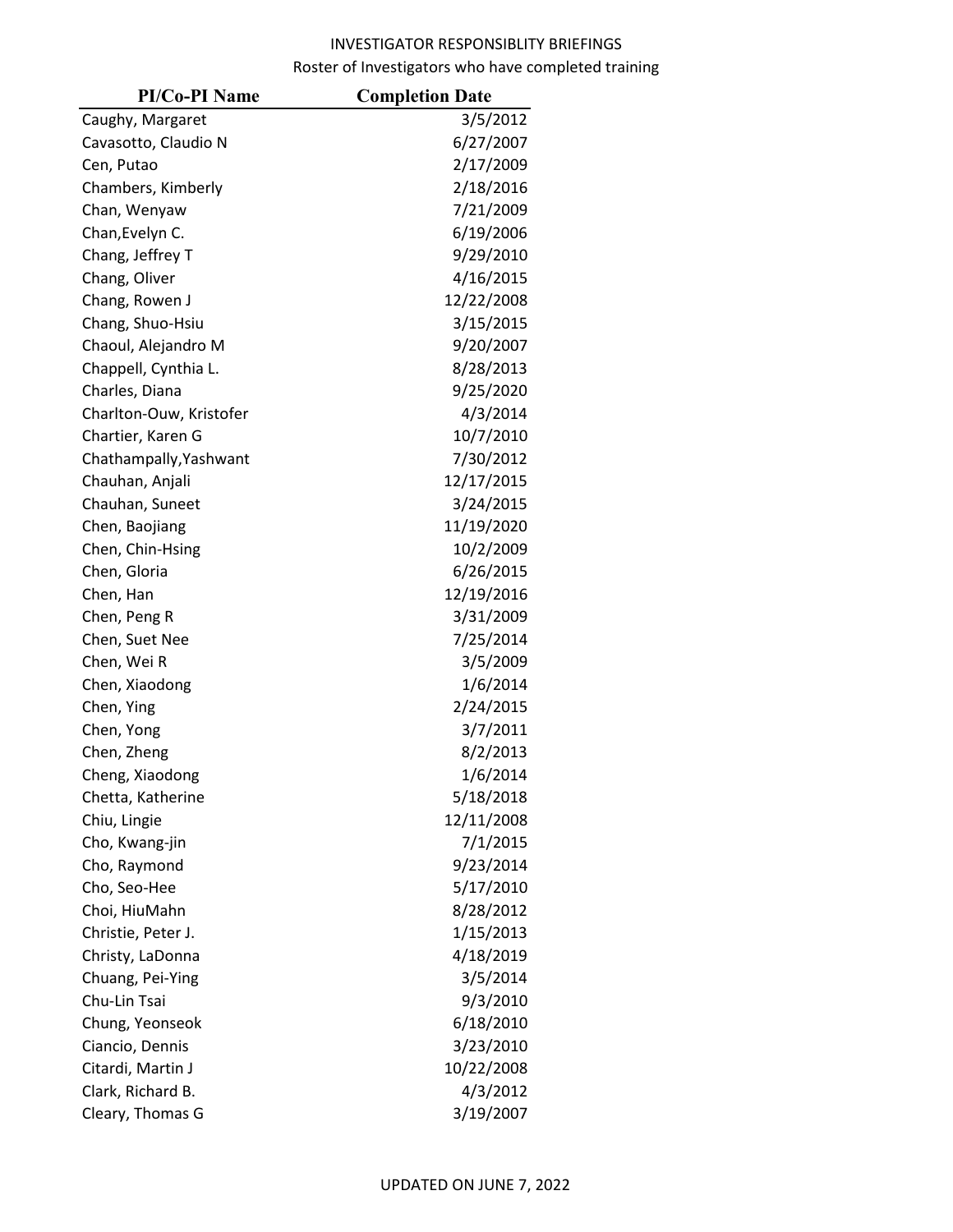INVESTIGATOR RESPONSIBLITY BRIEFINGS

Roster of Investigators who have completed training

| PI/Co-PI Name | Completion Date |
| --- | --- |
| Caughy, Margaret | 3/5/2012 |
| Cavasotto, Claudio N | 6/27/2007 |
| Cen, Putao | 2/17/2009 |
| Chambers, Kimberly | 2/18/2016 |
| Chan, Wenyaw | 7/21/2009 |
| Chan,Evelyn C. | 6/19/2006 |
| Chang, Jeffrey T | 9/29/2010 |
| Chang, Oliver | 4/16/2015 |
| Chang, Rowen J | 12/22/2008 |
| Chang, Shuo-Hsiu | 3/15/2015 |
| Chaoul, Alejandro M | 9/20/2007 |
| Chappell, Cynthia L. | 8/28/2013 |
| Charles, Diana | 9/25/2020 |
| Charlton-Ouw, Kristofer | 4/3/2014 |
| Chartier, Karen G | 10/7/2010 |
| Chathampally,Yashwant | 7/30/2012 |
| Chauhan, Anjali | 12/17/2015 |
| Chauhan, Suneet | 3/24/2015 |
| Chen, Baojiang | 11/19/2020 |
| Chen, Chin-Hsing | 10/2/2009 |
| Chen, Gloria | 6/26/2015 |
| Chen, Han | 12/19/2016 |
| Chen, Peng R | 3/31/2009 |
| Chen, Suet Nee | 7/25/2014 |
| Chen, Wei R | 3/5/2009 |
| Chen, Xiaodong | 1/6/2014 |
| Chen, Ying | 2/24/2015 |
| Chen, Yong | 3/7/2011 |
| Chen, Zheng | 8/2/2013 |
| Cheng, Xiaodong | 1/6/2014 |
| Chetta, Katherine | 5/18/2018 |
| Chiu, Lingie | 12/11/2008 |
| Cho, Kwang-jin | 7/1/2015 |
| Cho, Raymond | 9/23/2014 |
| Cho, Seo-Hee | 5/17/2010 |
| Choi, HiuMahn | 8/28/2012 |
| Christie, Peter J. | 1/15/2013 |
| Christy, LaDonna | 4/18/2019 |
| Chuang, Pei-Ying | 3/5/2014 |
| Chu-Lin Tsai | 9/3/2010 |
| Chung, Yeonseok | 6/18/2010 |
| Ciancio, Dennis | 3/23/2010 |
| Citardi, Martin J | 10/22/2008 |
| Clark, Richard B. | 4/3/2012 |
| Cleary, Thomas G | 3/19/2007 |

UPDATED ON JUNE 7, 2022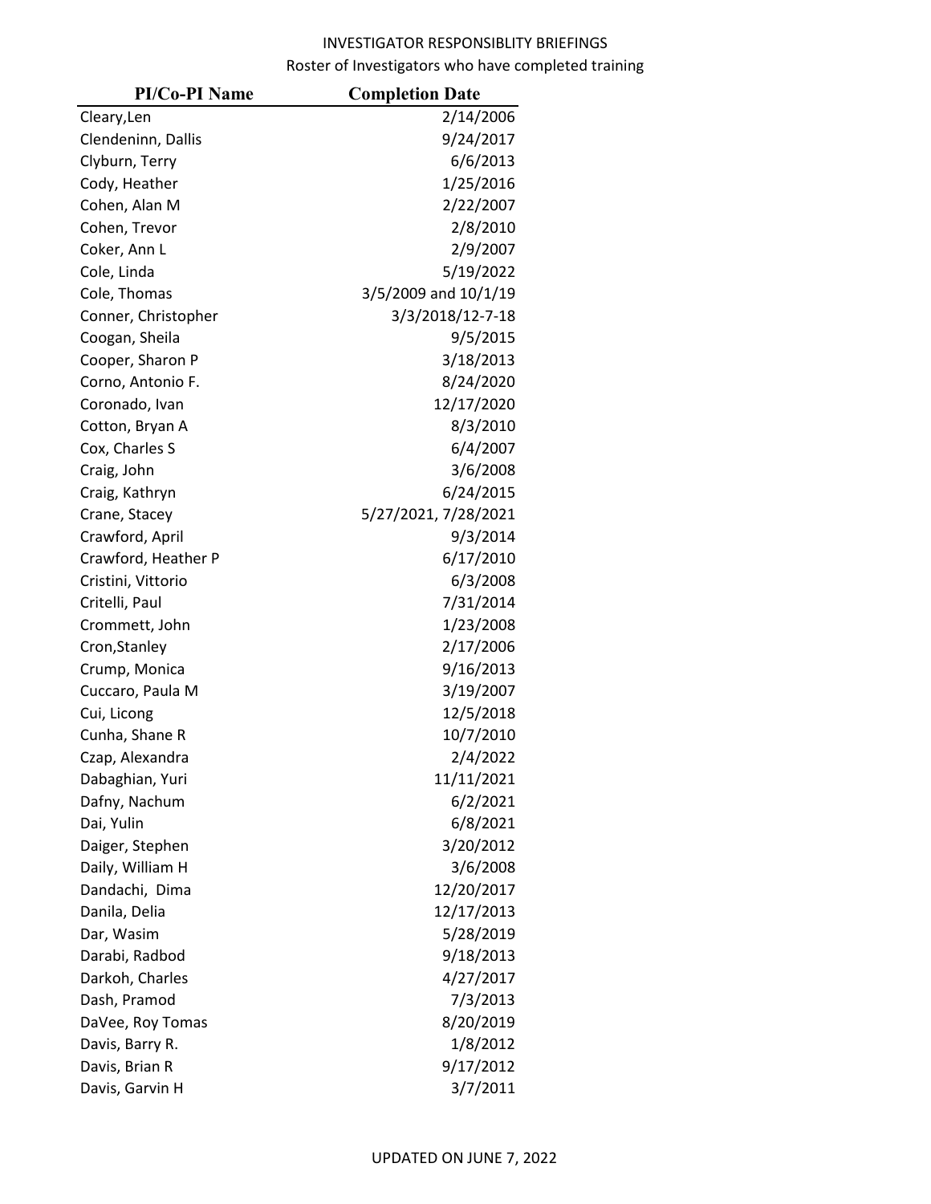INVESTIGATOR RESPONSIBLITY BRIEFINGS

Roster of Investigators who have completed training

| PI/Co-PI Name | Completion Date |
|---|---|
| Cleary,Len | 2/14/2006 |
| Clendeninn, Dallis | 9/24/2017 |
| Clyburn, Terry | 6/6/2013 |
| Cody, Heather | 1/25/2016 |
| Cohen, Alan M | 2/22/2007 |
| Cohen, Trevor | 2/8/2010 |
| Coker, Ann L | 2/9/2007 |
| Cole, Linda | 5/19/2022 |
| Cole, Thomas | 3/5/2009 and 10/1/19 |
| Conner, Christopher | 3/3/2018/12-7-18 |
| Coogan, Sheila | 9/5/2015 |
| Cooper, Sharon P | 3/18/2013 |
| Corno, Antonio F. | 8/24/2020 |
| Coronado, Ivan | 12/17/2020 |
| Cotton, Bryan A | 8/3/2010 |
| Cox, Charles S | 6/4/2007 |
| Craig, John | 3/6/2008 |
| Craig, Kathryn | 6/24/2015 |
| Crane, Stacey | 5/27/2021, 7/28/2021 |
| Crawford, April | 9/3/2014 |
| Crawford, Heather P | 6/17/2010 |
| Cristini, Vittorio | 6/3/2008 |
| Critelli, Paul | 7/31/2014 |
| Crommett, John | 1/23/2008 |
| Cron,Stanley | 2/17/2006 |
| Crump, Monica | 9/16/2013 |
| Cuccaro, Paula M | 3/19/2007 |
| Cui, Licong | 12/5/2018 |
| Cunha, Shane R | 10/7/2010 |
| Czap, Alexandra | 2/4/2022 |
| Dabaghian, Yuri | 11/11/2021 |
| Dafny, Nachum | 6/2/2021 |
| Dai, Yulin | 6/8/2021 |
| Daiger, Stephen | 3/20/2012 |
| Daily, William H | 3/6/2008 |
| Dandachi, Dima | 12/20/2017 |
| Danila, Delia | 12/17/2013 |
| Dar, Wasim | 5/28/2019 |
| Darabi, Radbod | 9/18/2013 |
| Darkoh, Charles | 4/27/2017 |
| Dash, Pramod | 7/3/2013 |
| DaVee, Roy Tomas | 8/20/2019 |
| Davis, Barry R. | 1/8/2012 |
| Davis, Brian R | 9/17/2012 |
| Davis, Garvin H | 3/7/2011 |

UPDATED ON JUNE 7, 2022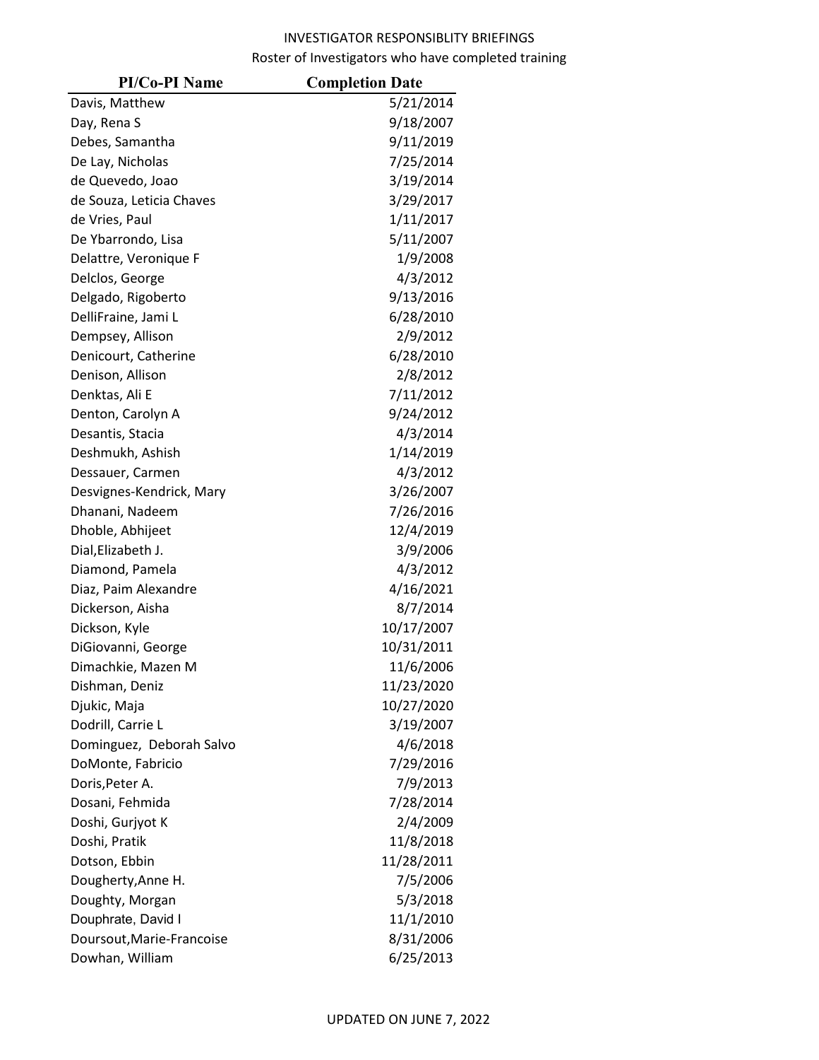INVESTIGATOR RESPONSIBLITY BRIEFINGS

Roster of Investigators who have completed training

| PI/Co-PI Name | Completion Date |
|---|---|
| Davis, Matthew | 5/21/2014 |
| Day, Rena S | 9/18/2007 |
| Debes, Samantha | 9/11/2019 |
| De Lay, Nicholas | 7/25/2014 |
| de Quevedo, Joao | 3/19/2014 |
| de Souza, Leticia Chaves | 3/29/2017 |
| de Vries, Paul | 1/11/2017 |
| De Ybarrondo, Lisa | 5/11/2007 |
| Delattre, Veronique F | 1/9/2008 |
| Delclos, George | 4/3/2012 |
| Delgado, Rigoberto | 9/13/2016 |
| DelliFraine, Jami L | 6/28/2010 |
| Dempsey, Allison | 2/9/2012 |
| Denicourt, Catherine | 6/28/2010 |
| Denison, Allison | 2/8/2012 |
| Denktas, Ali E | 7/11/2012 |
| Denton, Carolyn A | 9/24/2012 |
| Desantis, Stacia | 4/3/2014 |
| Deshmukh, Ashish | 1/14/2019 |
| Dessauer, Carmen | 4/3/2012 |
| Desvignes-Kendrick, Mary | 3/26/2007 |
| Dhanani, Nadeem | 7/26/2016 |
| Dhoble, Abhijeet | 12/4/2019 |
| Dial,Elizabeth J. | 3/9/2006 |
| Diamond, Pamela | 4/3/2012 |
| Diaz, Paim Alexandre | 4/16/2021 |
| Dickerson, Aisha | 8/7/2014 |
| Dickson, Kyle | 10/17/2007 |
| DiGiovanni, George | 10/31/2011 |
| Dimachkie, Mazen M | 11/6/2006 |
| Dishman, Deniz | 11/23/2020 |
| Djukic, Maja | 10/27/2020 |
| Dodrill, Carrie L | 3/19/2007 |
| Dominguez,  Deborah Salvo | 4/6/2018 |
| DoMonte, Fabricio | 7/29/2016 |
| Doris,Peter A. | 7/9/2013 |
| Dosani, Fehmida | 7/28/2014 |
| Doshi, Gurjyot K | 2/4/2009 |
| Doshi, Pratik | 11/8/2018 |
| Dotson, Ebbin | 11/28/2011 |
| Dougherty,Anne H. | 7/5/2006 |
| Doughty, Morgan | 5/3/2018 |
| Douphrate, David I | 11/1/2010 |
| Doursout,Marie-Francoise | 8/31/2006 |
| Dowhan, William | 6/25/2013 |

UPDATED ON JUNE 7, 2022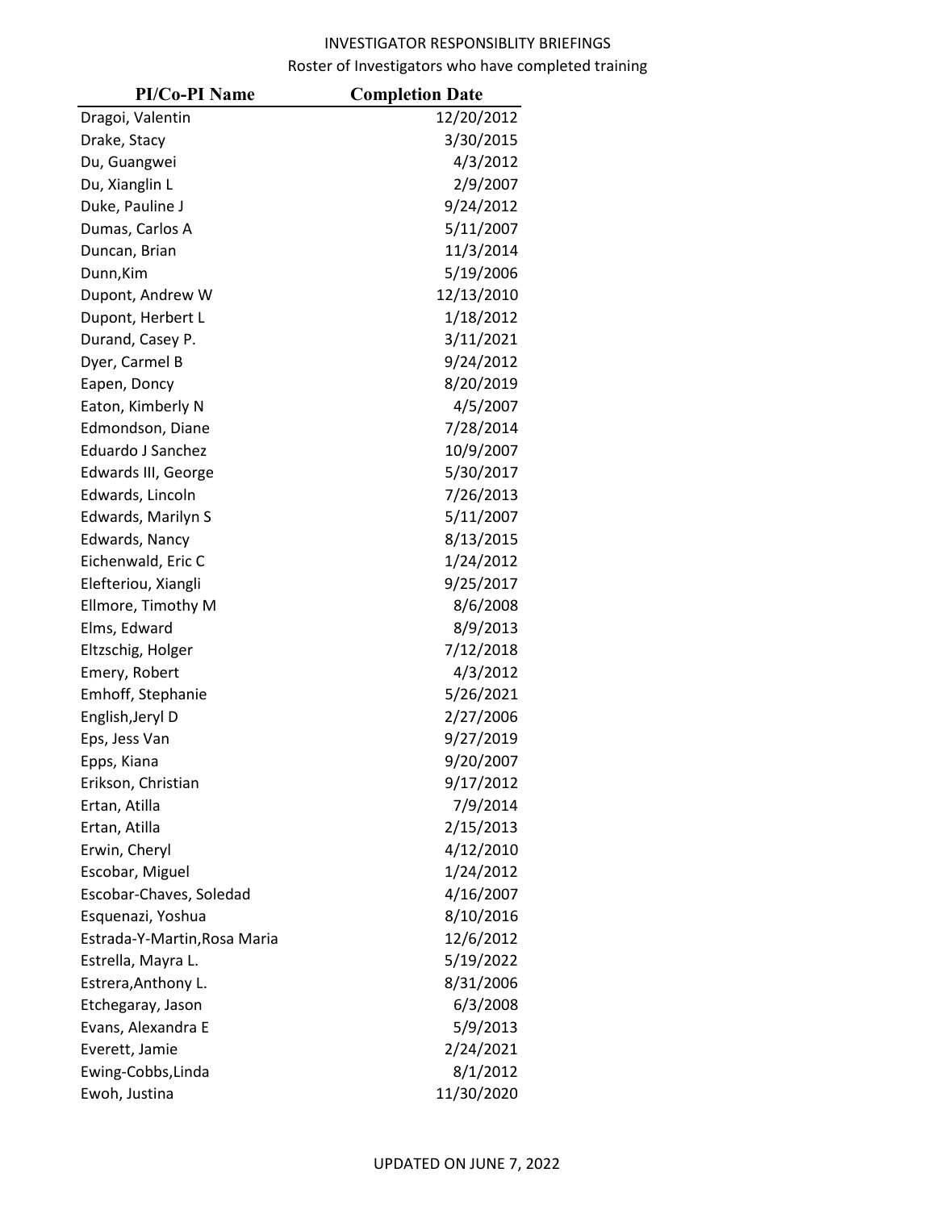INVESTIGATOR RESPONSIBLITY BRIEFINGS

Roster of Investigators who have completed training

| PI/Co-PI Name | Completion Date |
|---|---:|
| Dragoi, Valentin | 12/20/2012 |
| Drake, Stacy | 3/30/2015 |
| Du, Guangwei | 4/3/2012 |
| Du, Xianglin L | 2/9/2007 |
| Duke, Pauline J | 9/24/2012 |
| Dumas, Carlos A | 5/11/2007 |
| Duncan, Brian | 11/3/2014 |
| Dunn,Kim | 5/19/2006 |
| Dupont, Andrew W | 12/13/2010 |
| Dupont, Herbert L | 1/18/2012 |
| Durand, Casey P. | 3/11/2021 |
| Dyer, Carmel B | 9/24/2012 |
| Eapen, Doncy | 8/20/2019 |
| Eaton, Kimberly N | 4/5/2007 |
| Edmondson, Diane | 7/28/2014 |
| Eduardo J Sanchez | 10/9/2007 |
| Edwards III, George | 5/30/2017 |
| Edwards, Lincoln | 7/26/2013 |
| Edwards, Marilyn S | 5/11/2007 |
| Edwards, Nancy | 8/13/2015 |
| Eichenwald, Eric C | 1/24/2012 |
| Elefteriou, Xiangli | 9/25/2017 |
| Ellmore, Timothy M | 8/6/2008 |
| Elms, Edward | 8/9/2013 |
| Eltzschig, Holger | 7/12/2018 |
| Emery, Robert | 4/3/2012 |
| Emhoff, Stephanie | 5/26/2021 |
| English,Jeryl D | 2/27/2006 |
| Eps, Jess Van | 9/27/2019 |
| Epps, Kiana | 9/20/2007 |
| Erikson, Christian | 9/17/2012 |
| Ertan, Atilla | 7/9/2014 |
| Ertan, Atilla | 2/15/2013 |
| Erwin, Cheryl | 4/12/2010 |
| Escobar, Miguel | 1/24/2012 |
| Escobar-Chaves, Soledad | 4/16/2007 |
| Esquenazi, Yoshua | 8/10/2016 |
| Estrada-Y-Martin,Rosa Maria | 12/6/2012 |
| Estrella, Mayra L. | 5/19/2022 |
| Estrera,Anthony L. | 8/31/2006 |
| Etchegaray, Jason | 6/3/2008 |
| Evans, Alexandra E | 5/9/2013 |
| Everett, Jamie | 2/24/2021 |
| Ewing-Cobbs,Linda | 8/1/2012 |
| Ewoh, Justina | 11/30/2020 |

UPDATED ON JUNE 7, 2022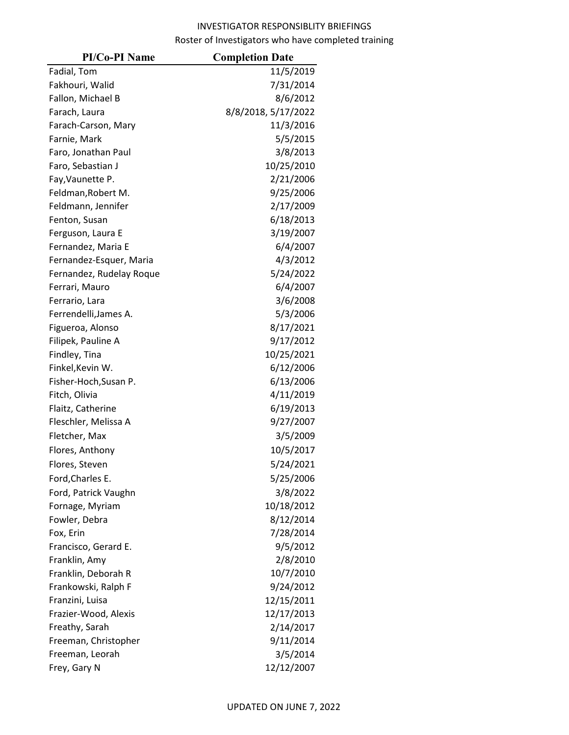INVESTIGATOR RESPONSIBLITY BRIEFINGS

Roster of Investigators who have completed training

| PI/Co-PI Name | Completion Date |
|---|---|
| Fadial, Tom | 11/5/2019 |
| Fakhouri, Walid | 7/31/2014 |
| Fallon, Michael B | 8/6/2012 |
| Farach, Laura | 8/8/2018, 5/17/2022 |
| Farach-Carson, Mary | 11/3/2016 |
| Farnie, Mark | 5/5/2015 |
| Faro, Jonathan Paul | 3/8/2013 |
| Faro, Sebastian J | 10/25/2010 |
| Fay,Vaunette P. | 2/21/2006 |
| Feldman,Robert M. | 9/25/2006 |
| Feldmann, Jennifer | 2/17/2009 |
| Fenton, Susan | 6/18/2013 |
| Ferguson, Laura E | 3/19/2007 |
| Fernandez, Maria E | 6/4/2007 |
| Fernandez-Esquer, Maria | 4/3/2012 |
| Fernandez, Rudelay Roque | 5/24/2022 |
| Ferrari, Mauro | 6/4/2007 |
| Ferrario, Lara | 3/6/2008 |
| Ferrendelli,James A. | 5/3/2006 |
| Figueroa, Alonso | 8/17/2021 |
| Filipek, Pauline A | 9/17/2012 |
| Findley, Tina | 10/25/2021 |
| Finkel,Kevin W. | 6/12/2006 |
| Fisher-Hoch,Susan P. | 6/13/2006 |
| Fitch, Olivia | 4/11/2019 |
| Flaitz, Catherine | 6/19/2013 |
| Fleschler, Melissa A | 9/27/2007 |
| Fletcher, Max | 3/5/2009 |
| Flores, Anthony | 10/5/2017 |
| Flores, Steven | 5/24/2021 |
| Ford,Charles E. | 5/25/2006 |
| Ford, Patrick Vaughn | 3/8/2022 |
| Fornage, Myriam | 10/18/2012 |
| Fowler, Debra | 8/12/2014 |
| Fox, Erin | 7/28/2014 |
| Francisco, Gerard E. | 9/5/2012 |
| Franklin, Amy | 2/8/2010 |
| Franklin, Deborah R | 10/7/2010 |
| Frankowski, Ralph F | 9/24/2012 |
| Franzini, Luisa | 12/15/2011 |
| Frazier-Wood, Alexis | 12/17/2013 |
| Freathy, Sarah | 2/14/2017 |
| Freeman, Christopher | 9/11/2014 |
| Freeman, Leorah | 3/5/2014 |
| Frey, Gary N | 12/12/2007 |

UPDATED ON JUNE 7, 2022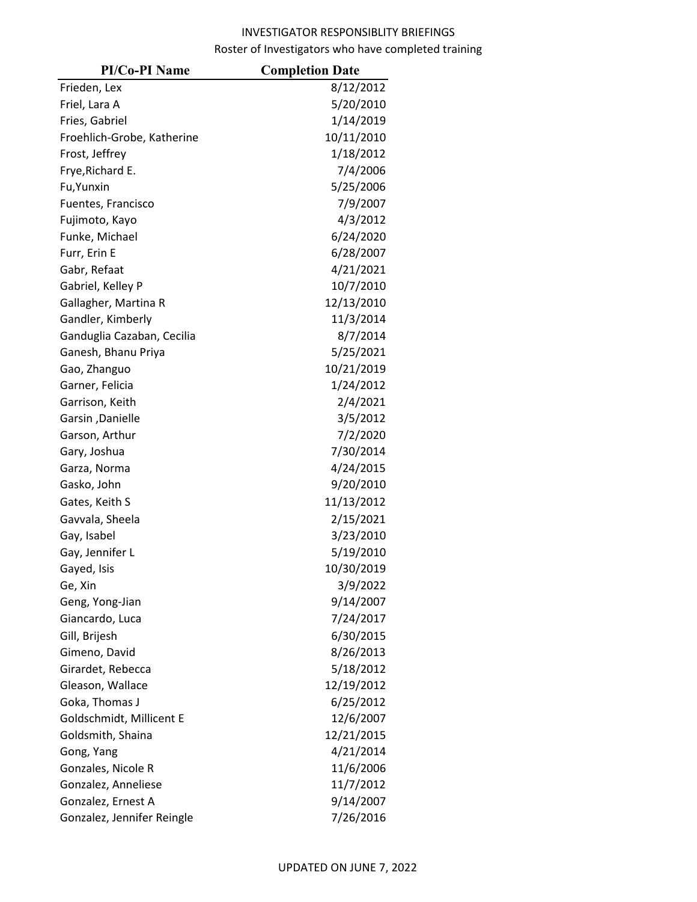INVESTIGATOR RESPONSIBLITY BRIEFINGS

Roster of Investigators who have completed training

| PI/Co-PI Name | Completion Date |
|---|---|
| Frieden, Lex | 8/12/2012 |
| Friel, Lara A | 5/20/2010 |
| Fries, Gabriel | 1/14/2019 |
| Froehlich-Grobe, Katherine | 10/11/2010 |
| Frost, Jeffrey | 1/18/2012 |
| Frye,Richard E. | 7/4/2006 |
| Fu,Yunxin | 5/25/2006 |
| Fuentes, Francisco | 7/9/2007 |
| Fujimoto, Kayo | 4/3/2012 |
| Funke, Michael | 6/24/2020 |
| Furr, Erin E | 6/28/2007 |
| Gabr, Refaat | 4/21/2021 |
| Gabriel, Kelley P | 10/7/2010 |
| Gallagher, Martina R | 12/13/2010 |
| Gandler, Kimberly | 11/3/2014 |
| Ganduglia Cazaban, Cecilia | 8/7/2014 |
| Ganesh, Bhanu Priya | 5/25/2021 |
| Gao, Zhanguo | 10/21/2019 |
| Garner, Felicia | 1/24/2012 |
| Garrison, Keith | 2/4/2021 |
| Garsin ,Danielle | 3/5/2012 |
| Garson, Arthur | 7/2/2020 |
| Gary, Joshua | 7/30/2014 |
| Garza, Norma | 4/24/2015 |
| Gasko, John | 9/20/2010 |
| Gates, Keith S | 11/13/2012 |
| Gavvala, Sheela | 2/15/2021 |
| Gay, Isabel | 3/23/2010 |
| Gay, Jennifer L | 5/19/2010 |
| Gayed, Isis | 10/30/2019 |
| Ge, Xin | 3/9/2022 |
| Geng, Yong-Jian | 9/14/2007 |
| Giancardo, Luca | 7/24/2017 |
| Gill, Brijesh | 6/30/2015 |
| Gimeno, David | 8/26/2013 |
| Girardet, Rebecca | 5/18/2012 |
| Gleason, Wallace | 12/19/2012 |
| Goka, Thomas J | 6/25/2012 |
| Goldschmidt, Millicent E | 12/6/2007 |
| Goldsmith, Shaina | 12/21/2015 |
| Gong, Yang | 4/21/2014 |
| Gonzales, Nicole R | 11/6/2006 |
| Gonzalez, Anneliese | 11/7/2012 |
| Gonzalez, Ernest A | 9/14/2007 |
| Gonzalez, Jennifer Reingle | 7/26/2016 |

UPDATED ON JUNE 7, 2022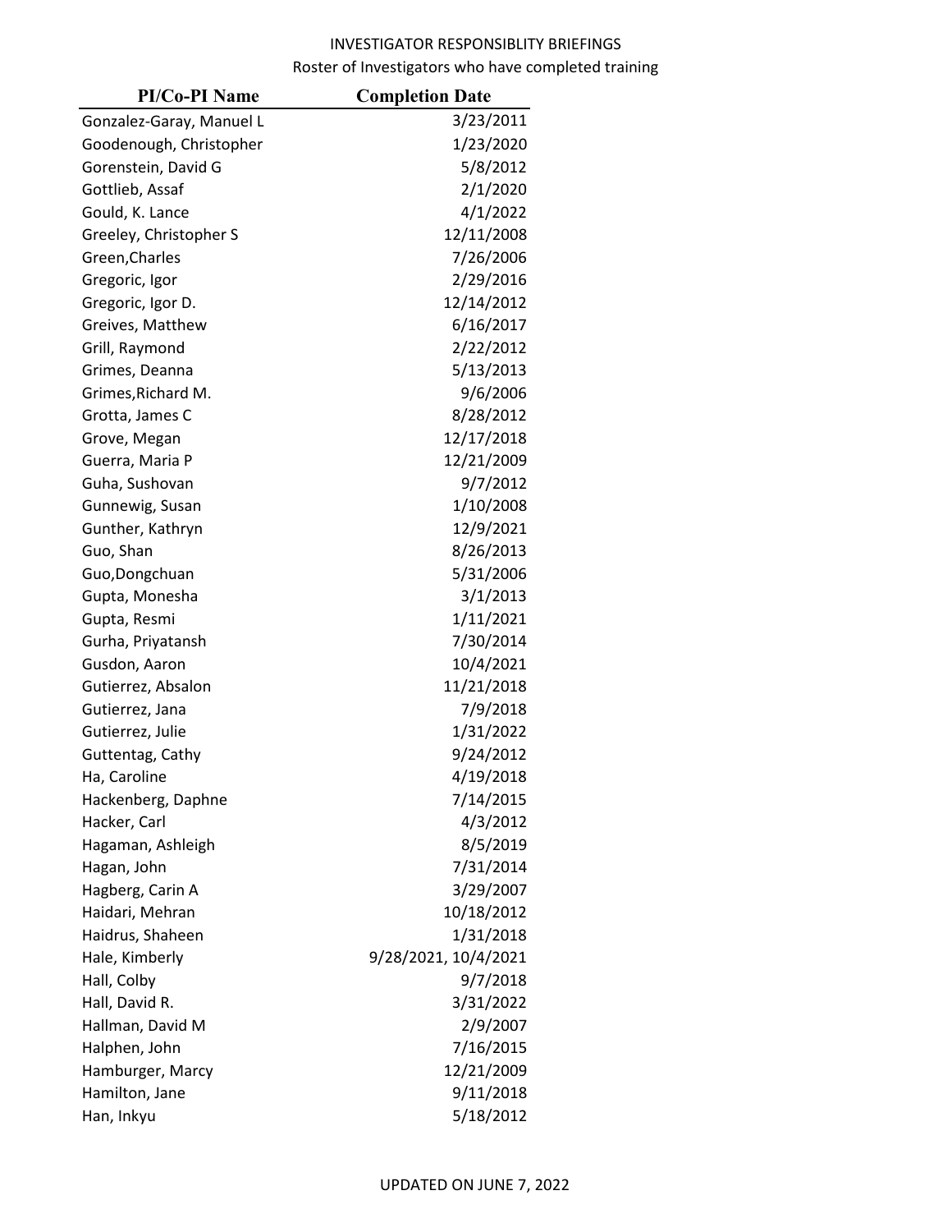INVESTIGATOR RESPONSIBLITY BRIEFINGS

Roster of Investigators who have completed training

| PI/Co-PI Name | Completion Date |
|---|---|
| Gonzalez-Garay, Manuel L | 3/23/2011 |
| Goodenough, Christopher | 1/23/2020 |
| Gorenstein, David G | 5/8/2012 |
| Gottlieb, Assaf | 2/1/2020 |
| Gould, K. Lance | 4/1/2022 |
| Greeley, Christopher S | 12/11/2008 |
| Green,Charles | 7/26/2006 |
| Gregoric, Igor | 2/29/2016 |
| Gregoric, Igor D. | 12/14/2012 |
| Greives, Matthew | 6/16/2017 |
| Grill, Raymond | 2/22/2012 |
| Grimes, Deanna | 5/13/2013 |
| Grimes,Richard M. | 9/6/2006 |
| Grotta, James C | 8/28/2012 |
| Grove, Megan | 12/17/2018 |
| Guerra, Maria P | 12/21/2009 |
| Guha, Sushovan | 9/7/2012 |
| Gunnewig, Susan | 1/10/2008 |
| Gunther, Kathryn | 12/9/2021 |
| Guo, Shan | 8/26/2013 |
| Guo,Dongchuan | 5/31/2006 |
| Gupta, Monesha | 3/1/2013 |
| Gupta, Resmi | 1/11/2021 |
| Gurha, Priyatansh | 7/30/2014 |
| Gusdon, Aaron | 10/4/2021 |
| Gutierrez, Absalon | 11/21/2018 |
| Gutierrez, Jana | 7/9/2018 |
| Gutierrez, Julie | 1/31/2022 |
| Guttentag, Cathy | 9/24/2012 |
| Ha, Caroline | 4/19/2018 |
| Hackenberg, Daphne | 7/14/2015 |
| Hacker, Carl | 4/3/2012 |
| Hagaman, Ashleigh | 8/5/2019 |
| Hagan, John | 7/31/2014 |
| Hagberg, Carin A | 3/29/2007 |
| Haidari, Mehran | 10/18/2012 |
| Haidrus, Shaheen | 1/31/2018 |
| Hale, Kimberly | 9/28/2021, 10/4/2021 |
| Hall, Colby | 9/7/2018 |
| Hall, David R. | 3/31/2022 |
| Hallman, David M | 2/9/2007 |
| Halphen, John | 7/16/2015 |
| Hamburger, Marcy | 12/21/2009 |
| Hamilton, Jane | 9/11/2018 |
| Han, Inkyu | 5/18/2012 |

UPDATED ON JUNE 7, 2022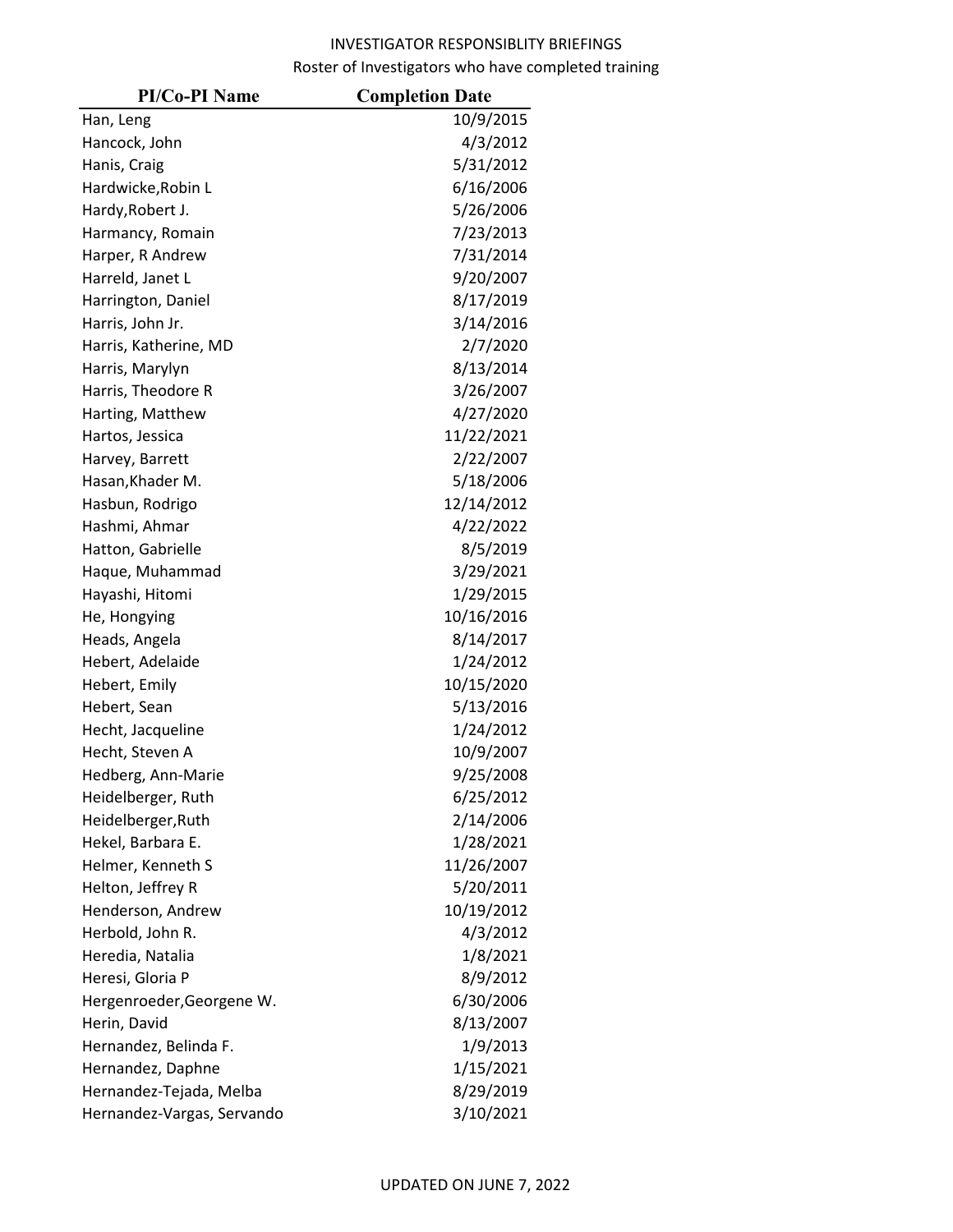INVESTIGATOR RESPONSIBLITY BRIEFINGS

Roster of Investigators who have completed training

| PI/Co-PI Name | Completion Date |
|---|---|
| Han, Leng | 10/9/2015 |
| Hancock, John | 4/3/2012 |
| Hanis, Craig | 5/31/2012 |
| Hardwicke,Robin L | 6/16/2006 |
| Hardy,Robert J. | 5/26/2006 |
| Harmancy, Romain | 7/23/2013 |
| Harper, R Andrew | 7/31/2014 |
| Harreld, Janet L | 9/20/2007 |
| Harrington, Daniel | 8/17/2019 |
| Harris, John Jr. | 3/14/2016 |
| Harris, Katherine, MD | 2/7/2020 |
| Harris, Marylyn | 8/13/2014 |
| Harris, Theodore R | 3/26/2007 |
| Harting, Matthew | 4/27/2020 |
| Hartos, Jessica | 11/22/2021 |
| Harvey, Barrett | 2/22/2007 |
| Hasan,Khader M. | 5/18/2006 |
| Hasbun, Rodrigo | 12/14/2012 |
| Hashmi, Ahmar | 4/22/2022 |
| Hatton, Gabrielle | 8/5/2019 |
| Haque, Muhammad | 3/29/2021 |
| Hayashi, Hitomi | 1/29/2015 |
| He, Hongying | 10/16/2016 |
| Heads, Angela | 8/14/2017 |
| Hebert, Adelaide | 1/24/2012 |
| Hebert, Emily | 10/15/2020 |
| Hebert, Sean | 5/13/2016 |
| Hecht, Jacqueline | 1/24/2012 |
| Hecht, Steven A | 10/9/2007 |
| Hedberg, Ann-Marie | 9/25/2008 |
| Heidelberger, Ruth | 6/25/2012 |
| Heidelberger,Ruth | 2/14/2006 |
| Hekel, Barbara E. | 1/28/2021 |
| Helmer, Kenneth S | 11/26/2007 |
| Helton, Jeffrey R | 5/20/2011 |
| Henderson, Andrew | 10/19/2012 |
| Herbold, John R. | 4/3/2012 |
| Heredia, Natalia | 1/8/2021 |
| Heresi, Gloria P | 8/9/2012 |
| Hergenroeder,Georgene W. | 6/30/2006 |
| Herin, David | 8/13/2007 |
| Hernandez, Belinda F. | 1/9/2013 |
| Hernandez, Daphne | 1/15/2021 |
| Hernandez-Tejada, Melba | 8/29/2019 |
| Hernandez-Vargas, Servando | 3/10/2021 |

UPDATED ON JUNE 7, 2022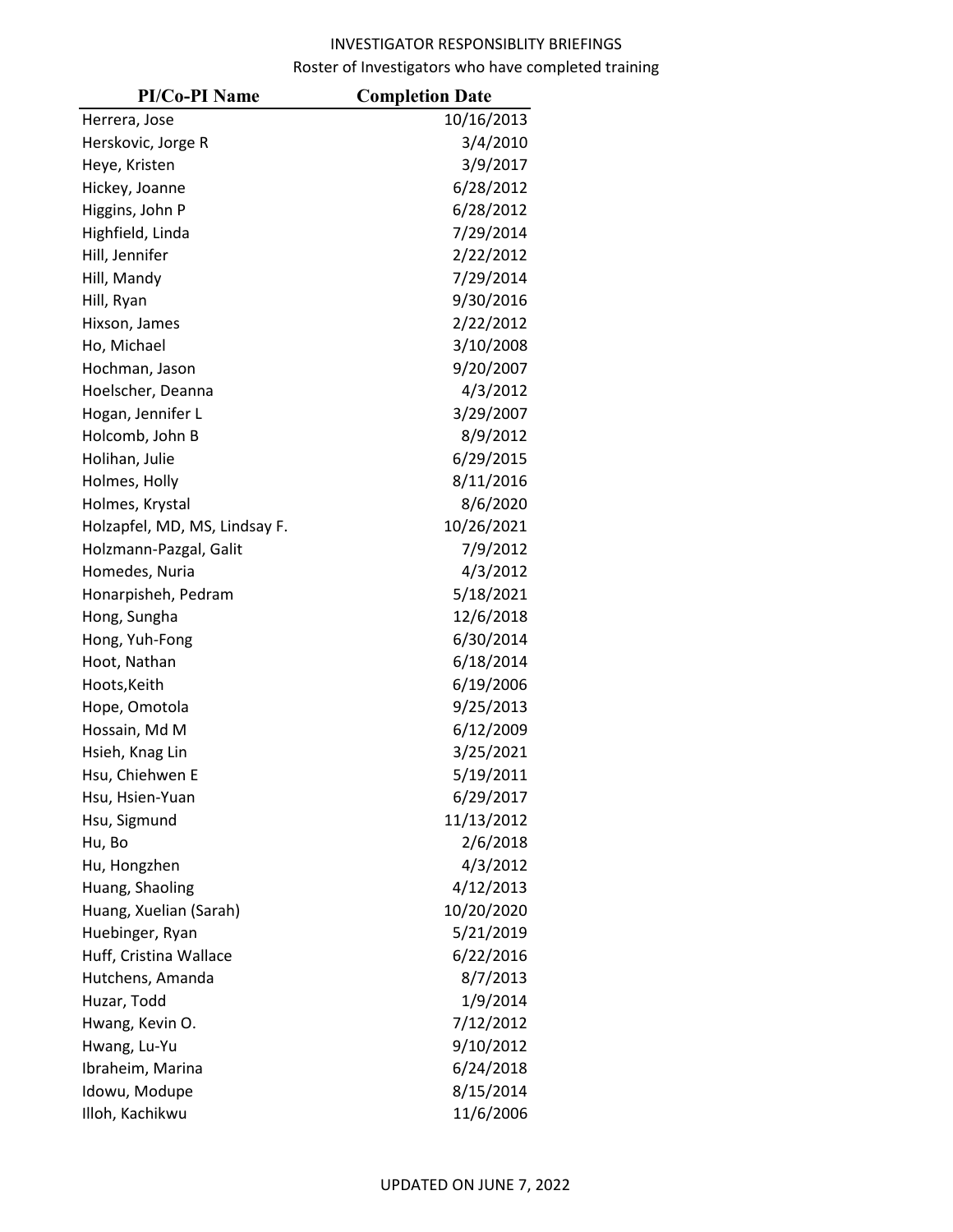INVESTIGATOR RESPONSIBLITY BRIEFINGS

Roster of Investigators who have completed training

| PI/Co-PI Name | Completion Date |
|---|---|
| Herrera, Jose | 10/16/2013 |
| Herskovic, Jorge R | 3/4/2010 |
| Heye, Kristen | 3/9/2017 |
| Hickey, Joanne | 6/28/2012 |
| Higgins, John P | 6/28/2012 |
| Highfield, Linda | 7/29/2014 |
| Hill, Jennifer | 2/22/2012 |
| Hill, Mandy | 7/29/2014 |
| Hill, Ryan | 9/30/2016 |
| Hixson, James | 2/22/2012 |
| Ho, Michael | 3/10/2008 |
| Hochman, Jason | 9/20/2007 |
| Hoelscher, Deanna | 4/3/2012 |
| Hogan, Jennifer L | 3/29/2007 |
| Holcomb, John B | 8/9/2012 |
| Holihan, Julie | 6/29/2015 |
| Holmes, Holly | 8/11/2016 |
| Holmes, Krystal | 8/6/2020 |
| Holzapfel, MD, MS, Lindsay F. | 10/26/2021 |
| Holzmann-Pazgal, Galit | 7/9/2012 |
| Homedes, Nuria | 4/3/2012 |
| Honarpisheh, Pedram | 5/18/2021 |
| Hong, Sungha | 12/6/2018 |
| Hong, Yuh-Fong | 6/30/2014 |
| Hoot, Nathan | 6/18/2014 |
| Hoots,Keith | 6/19/2006 |
| Hope, Omotola | 9/25/2013 |
| Hossain, Md M | 6/12/2009 |
| Hsieh, Knag Lin | 3/25/2021 |
| Hsu, Chiehwen E | 5/19/2011 |
| Hsu, Hsien-Yuan | 6/29/2017 |
| Hsu, Sigmund | 11/13/2012 |
| Hu, Bo | 2/6/2018 |
| Hu, Hongzhen | 4/3/2012 |
| Huang, Shaoling | 4/12/2013 |
| Huang, Xuelian (Sarah) | 10/20/2020 |
| Huebinger, Ryan | 5/21/2019 |
| Huff, Cristina Wallace | 6/22/2016 |
| Hutchens, Amanda | 8/7/2013 |
| Huzar, Todd | 1/9/2014 |
| Hwang, Kevin O. | 7/12/2012 |
| Hwang, Lu-Yu | 9/10/2012 |
| Ibraheim, Marina | 6/24/2018 |
| Idowu, Modupe | 8/15/2014 |
| Illoh, Kachikwu | 11/6/2006 |

UPDATED ON JUNE 7, 2022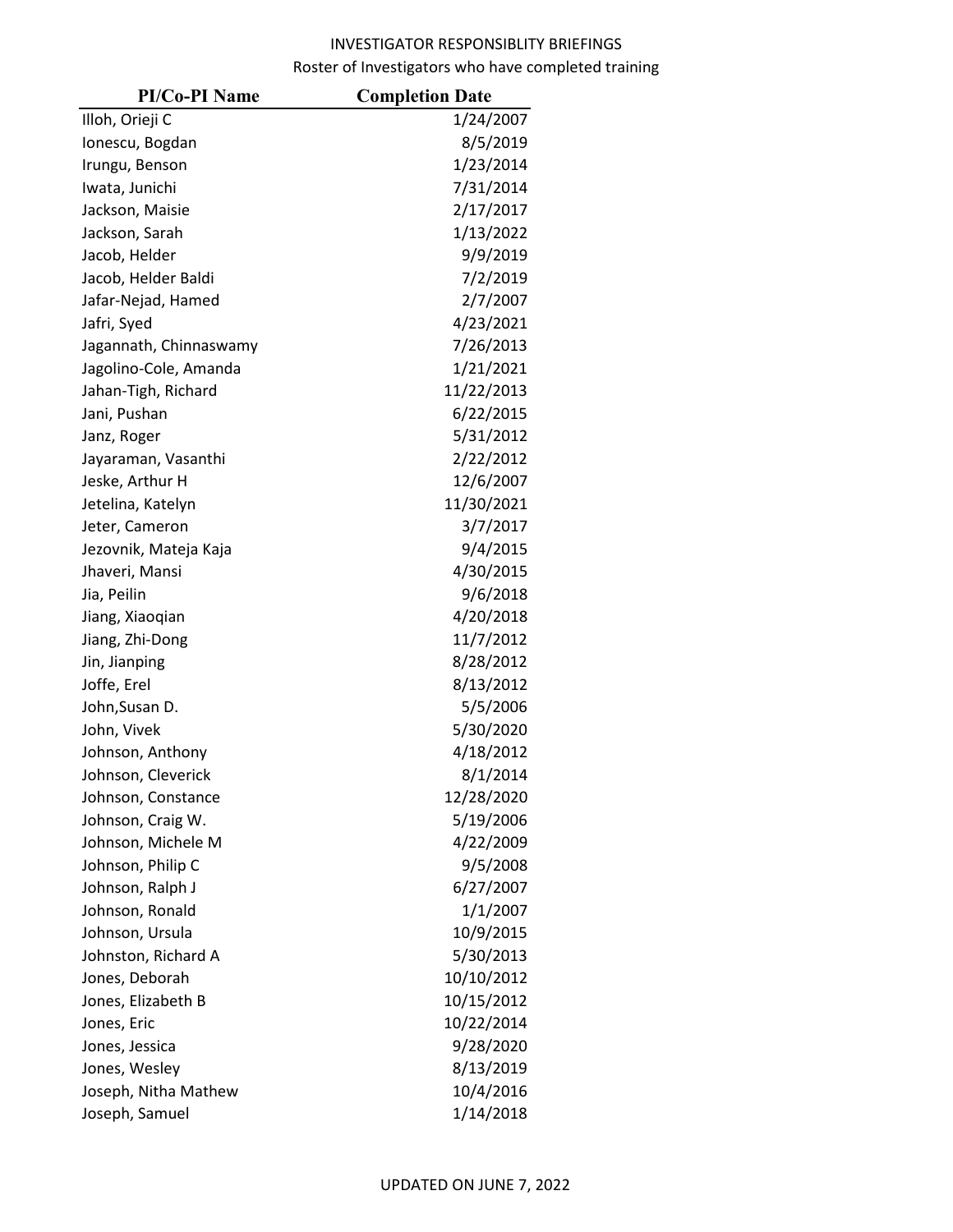INVESTIGATOR RESPONSIBLITY BRIEFINGS

Roster of Investigators who have completed training

| PI/Co-PI Name | Completion Date |
| --- | --- |
| Illoh, Orieji C | 1/24/2007 |
| Ionescu, Bogdan | 8/5/2019 |
| Irungu, Benson | 1/23/2014 |
| Iwata, Junichi | 7/31/2014 |
| Jackson, Maisie | 2/17/2017 |
| Jackson, Sarah | 1/13/2022 |
| Jacob, Helder | 9/9/2019 |
| Jacob, Helder Baldi | 7/2/2019 |
| Jafar-Nejad, Hamed | 2/7/2007 |
| Jafri, Syed | 4/23/2021 |
| Jagannath, Chinnaswamy | 7/26/2013 |
| Jagolino-Cole, Amanda | 1/21/2021 |
| Jahan-Tigh, Richard | 11/22/2013 |
| Jani, Pushan | 6/22/2015 |
| Janz, Roger | 5/31/2012 |
| Jayaraman, Vasanthi | 2/22/2012 |
| Jeske, Arthur H | 12/6/2007 |
| Jetelina, Katelyn | 11/30/2021 |
| Jeter, Cameron | 3/7/2017 |
| Jezovnik, Mateja Kaja | 9/4/2015 |
| Jhaveri, Mansi | 4/30/2015 |
| Jia, Peilin | 9/6/2018 |
| Jiang, Xiaoqian | 4/20/2018 |
| Jiang, Zhi-Dong | 11/7/2012 |
| Jin, Jianping | 8/28/2012 |
| Joffe, Erel | 8/13/2012 |
| John,Susan D. | 5/5/2006 |
| John, Vivek | 5/30/2020 |
| Johnson, Anthony | 4/18/2012 |
| Johnson, Cleverick | 8/1/2014 |
| Johnson, Constance | 12/28/2020 |
| Johnson, Craig W. | 5/19/2006 |
| Johnson, Michele M | 4/22/2009 |
| Johnson, Philip C | 9/5/2008 |
| Johnson, Ralph J | 6/27/2007 |
| Johnson, Ronald | 1/1/2007 |
| Johnson, Ursula | 10/9/2015 |
| Johnston, Richard A | 5/30/2013 |
| Jones, Deborah | 10/10/2012 |
| Jones, Elizabeth B | 10/15/2012 |
| Jones, Eric | 10/22/2014 |
| Jones, Jessica | 9/28/2020 |
| Jones, Wesley | 8/13/2019 |
| Joseph, Nitha Mathew | 10/4/2016 |
| Joseph, Samuel | 1/14/2018 |

UPDATED ON JUNE 7, 2022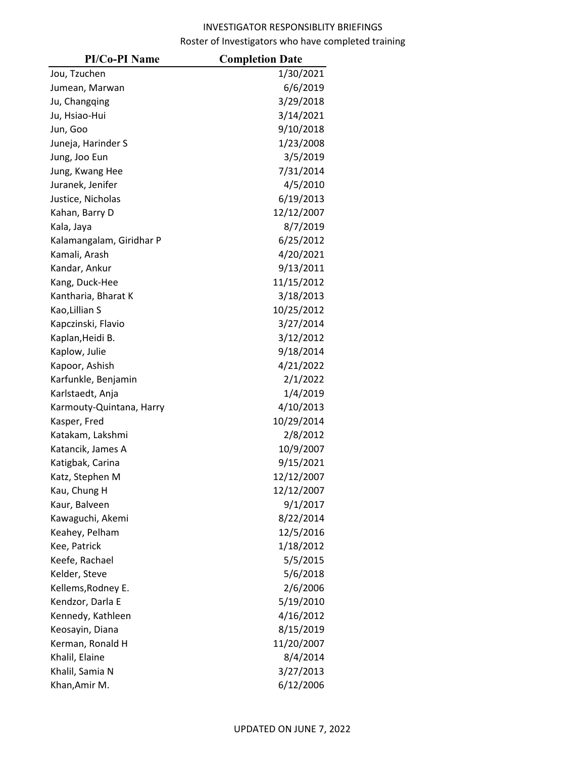INVESTIGATOR RESPONSIBLITY BRIEFINGS

Roster of Investigators who have completed training

| PI/Co-PI Name | Completion Date |
|---|---|
| Jou, Tzuchen | 1/30/2021 |
| Jumean, Marwan | 6/6/2019 |
| Ju, Changqing | 3/29/2018 |
| Ju, Hsiao-Hui | 3/14/2021 |
| Jun, Goo | 9/10/2018 |
| Juneja, Harinder S | 1/23/2008 |
| Jung, Joo Eun | 3/5/2019 |
| Jung, Kwang Hee | 7/31/2014 |
| Juranek, Jenifer | 4/5/2010 |
| Justice, Nicholas | 6/19/2013 |
| Kahan, Barry D | 12/12/2007 |
| Kala, Jaya | 8/7/2019 |
| Kalamangalam, Giridhar P | 6/25/2012 |
| Kamali, Arash | 4/20/2021 |
| Kandar, Ankur | 9/13/2011 |
| Kang, Duck-Hee | 11/15/2012 |
| Kantharia, Bharat K | 3/18/2013 |
| Kao,Lillian S | 10/25/2012 |
| Kapczinski, Flavio | 3/27/2014 |
| Kaplan,Heidi B. | 3/12/2012 |
| Kaplow, Julie | 9/18/2014 |
| Kapoor, Ashish | 4/21/2022 |
| Karfunkle, Benjamin | 2/1/2022 |
| Karlstaedt, Anja | 1/4/2019 |
| Karmouty-Quintana, Harry | 4/10/2013 |
| Kasper, Fred | 10/29/2014 |
| Katakam, Lakshmi | 2/8/2012 |
| Katancik, James A | 10/9/2007 |
| Katigbak, Carina | 9/15/2021 |
| Katz, Stephen M | 12/12/2007 |
| Kau, Chung H | 12/12/2007 |
| Kaur, Balveen | 9/1/2017 |
| Kawaguchi, Akemi | 8/22/2014 |
| Keahey, Pelham | 12/5/2016 |
| Kee, Patrick | 1/18/2012 |
| Keefe, Rachael | 5/5/2015 |
| Kelder, Steve | 5/6/2018 |
| Kellems,Rodney E. | 2/6/2006 |
| Kendzor, Darla E | 5/19/2010 |
| Kennedy, Kathleen | 4/16/2012 |
| Keosayin, Diana | 8/15/2019 |
| Kerman, Ronald H | 11/20/2007 |
| Khalil, Elaine | 8/4/2014 |
| Khalil, Samia N | 3/27/2013 |
| Khan,Amir M. | 6/12/2006 |

UPDATED ON JUNE 7, 2022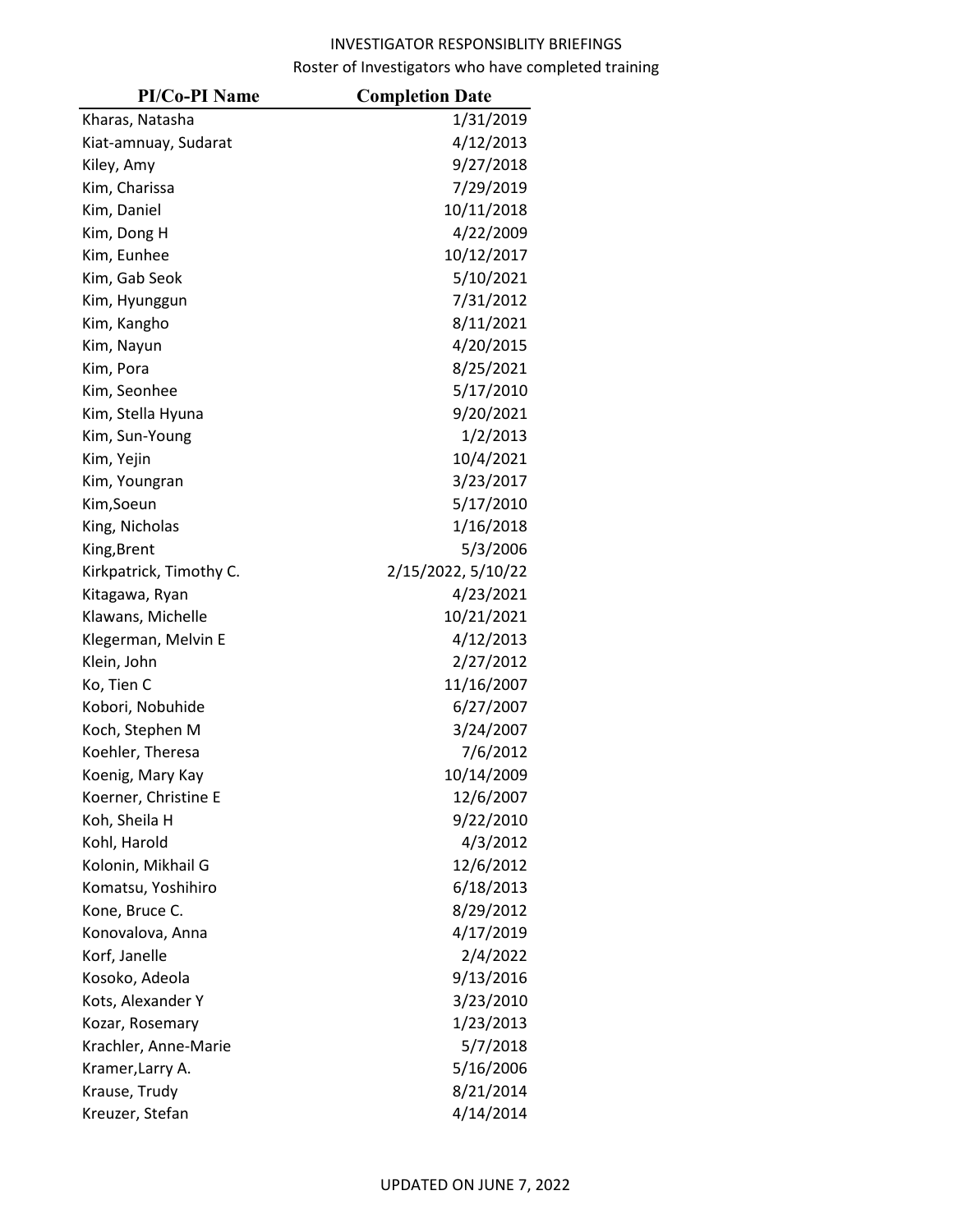INVESTIGATOR RESPONSIBLITY BRIEFINGS

Roster of Investigators who have completed training

| PI/Co-PI Name | Completion Date |
|---|---|
| Kharas, Natasha | 1/31/2019 |
| Kiat-amnuay, Sudarat | 4/12/2013 |
| Kiley, Amy | 9/27/2018 |
| Kim, Charissa | 7/29/2019 |
| Kim, Daniel | 10/11/2018 |
| Kim, Dong H | 4/22/2009 |
| Kim, Eunhee | 10/12/2017 |
| Kim, Gab Seok | 5/10/2021 |
| Kim, Hyunggun | 7/31/2012 |
| Kim, Kangho | 8/11/2021 |
| Kim, Nayun | 4/20/2015 |
| Kim, Pora | 8/25/2021 |
| Kim, Seonhee | 5/17/2010 |
| Kim, Stella Hyuna | 9/20/2021 |
| Kim, Sun-Young | 1/2/2013 |
| Kim, Yejin | 10/4/2021 |
| Kim, Youngran | 3/23/2017 |
| Kim,Soeun | 5/17/2010 |
| King, Nicholas | 1/16/2018 |
| King,Brent | 5/3/2006 |
| Kirkpatrick, Timothy C. | 2/15/2022, 5/10/22 |
| Kitagawa, Ryan | 4/23/2021 |
| Klawans, Michelle | 10/21/2021 |
| Klegerman, Melvin E | 4/12/2013 |
| Klein, John | 2/27/2012 |
| Ko, Tien C | 11/16/2007 |
| Kobori, Nobuhide | 6/27/2007 |
| Koch, Stephen M | 3/24/2007 |
| Koehler, Theresa | 7/6/2012 |
| Koenig, Mary Kay | 10/14/2009 |
| Koerner, Christine E | 12/6/2007 |
| Koh, Sheila H | 9/22/2010 |
| Kohl, Harold | 4/3/2012 |
| Kolonin, Mikhail G | 12/6/2012 |
| Komatsu, Yoshihiro | 6/18/2013 |
| Kone, Bruce C. | 8/29/2012 |
| Konovalova, Anna | 4/17/2019 |
| Korf, Janelle | 2/4/2022 |
| Kosoko, Adeola | 9/13/2016 |
| Kots, Alexander Y | 3/23/2010 |
| Kozar, Rosemary | 1/23/2013 |
| Krachler, Anne-Marie | 5/7/2018 |
| Kramer,Larry A. | 5/16/2006 |
| Krause, Trudy | 8/21/2014 |
| Kreuzer, Stefan | 4/14/2014 |

UPDATED ON JUNE 7, 2022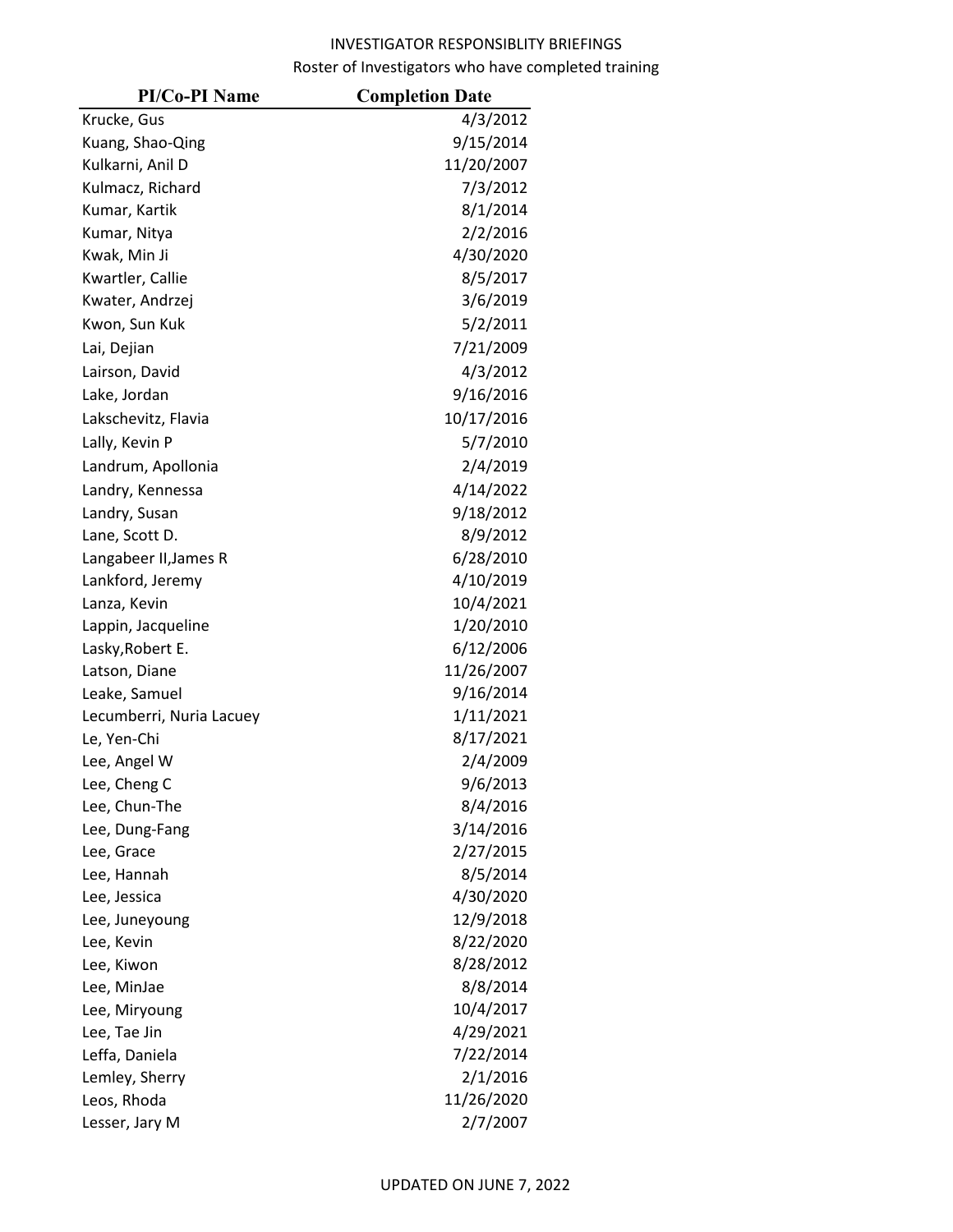INVESTIGATOR RESPONSIBLITY BRIEFINGS

Roster of Investigators who have completed training

| PI/Co-PI Name | Completion Date |
|---|---|
| Krucke, Gus | 4/3/2012 |
| Kuang, Shao-Qing | 9/15/2014 |
| Kulkarni, Anil D | 11/20/2007 |
| Kulmacz, Richard | 7/3/2012 |
| Kumar, Kartik | 8/1/2014 |
| Kumar, Nitya | 2/2/2016 |
| Kwak, Min Ji | 4/30/2020 |
| Kwartler, Callie | 8/5/2017 |
| Kwater, Andrzej | 3/6/2019 |
| Kwon, Sun Kuk | 5/2/2011 |
| Lai, Dejian | 7/21/2009 |
| Lairson, David | 4/3/2012 |
| Lake, Jordan | 9/16/2016 |
| Lakschevitz, Flavia | 10/17/2016 |
| Lally, Kevin P | 5/7/2010 |
| Landrum, Apollonia | 2/4/2019 |
| Landry, Kennessa | 4/14/2022 |
| Landry, Susan | 9/18/2012 |
| Lane, Scott D. | 8/9/2012 |
| Langabeer II,James R | 6/28/2010 |
| Lankford, Jeremy | 4/10/2019 |
| Lanza, Kevin | 10/4/2021 |
| Lappin, Jacqueline | 1/20/2010 |
| Lasky,Robert E. | 6/12/2006 |
| Latson, Diane | 11/26/2007 |
| Leake, Samuel | 9/16/2014 |
| Lecumberri, Nuria Lacuey | 1/11/2021 |
| Le, Yen-Chi | 8/17/2021 |
| Lee, Angel W | 2/4/2009 |
| Lee, Cheng C | 9/6/2013 |
| Lee, Chun-The | 8/4/2016 |
| Lee, Dung-Fang | 3/14/2016 |
| Lee, Grace | 2/27/2015 |
| Lee, Hannah | 8/5/2014 |
| Lee, Jessica | 4/30/2020 |
| Lee, Juneyoung | 12/9/2018 |
| Lee, Kevin | 8/22/2020 |
| Lee, Kiwon | 8/28/2012 |
| Lee, MinJae | 8/8/2014 |
| Lee, Miryoung | 10/4/2017 |
| Lee, Tae Jin | 4/29/2021 |
| Leffa, Daniela | 7/22/2014 |
| Lemley, Sherry | 2/1/2016 |
| Leos, Rhoda | 11/26/2020 |
| Lesser, Jary M | 2/7/2007 |

UPDATED ON JUNE 7, 2022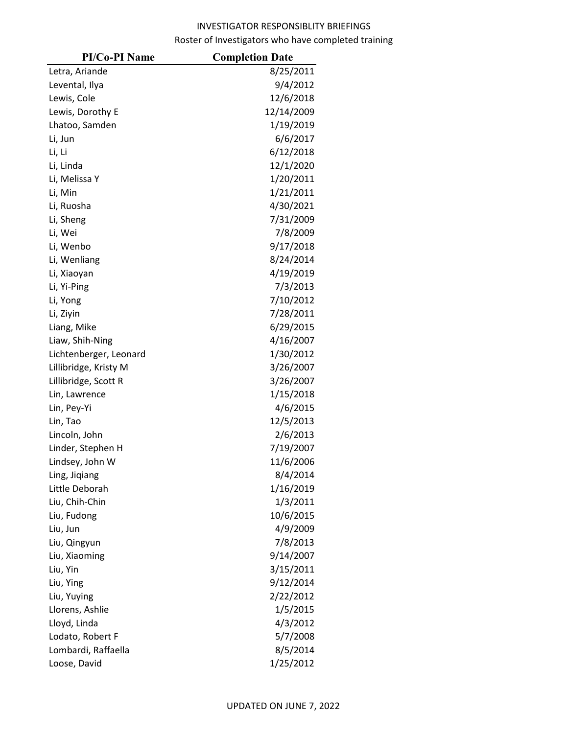INVESTIGATOR RESPONSIBLITY BRIEFINGS

Roster of Investigators who have completed training

| PI/Co-PI Name | Completion Date |
| --- | --- |
| Letra, Ariande | 8/25/2011 |
| Levental, Ilya | 9/4/2012 |
| Lewis, Cole | 12/6/2018 |
| Lewis, Dorothy E | 12/14/2009 |
| Lhatoo, Samden | 1/19/2019 |
| Li, Jun | 6/6/2017 |
| Li, Li | 6/12/2018 |
| Li, Linda | 12/1/2020 |
| Li, Melissa Y | 1/20/2011 |
| Li, Min | 1/21/2011 |
| Li, Ruosha | 4/30/2021 |
| Li, Sheng | 7/31/2009 |
| Li, Wei | 7/8/2009 |
| Li, Wenbo | 9/17/2018 |
| Li, Wenliang | 8/24/2014 |
| Li, Xiaoyan | 4/19/2019 |
| Li, Yi-Ping | 7/3/2013 |
| Li, Yong | 7/10/2012 |
| Li, Ziyin | 7/28/2011 |
| Liang, Mike | 6/29/2015 |
| Liaw, Shih-Ning | 4/16/2007 |
| Lichtenberger, Leonard | 1/30/2012 |
| Lillibridge, Kristy M | 3/26/2007 |
| Lillibridge, Scott R | 3/26/2007 |
| Lin, Lawrence | 1/15/2018 |
| Lin, Pey-Yi | 4/6/2015 |
| Lin, Tao | 12/5/2013 |
| Lincoln, John | 2/6/2013 |
| Linder, Stephen H | 7/19/2007 |
| Lindsey, John W | 11/6/2006 |
| Ling, Jiqiang | 8/4/2014 |
| Little Deborah | 1/16/2019 |
| Liu, Chih-Chin | 1/3/2011 |
| Liu, Fudong | 10/6/2015 |
| Liu, Jun | 4/9/2009 |
| Liu, Qingyun | 7/8/2013 |
| Liu, Xiaoming | 9/14/2007 |
| Liu, Yin | 3/15/2011 |
| Liu, Ying | 9/12/2014 |
| Liu, Yuying | 2/22/2012 |
| Llorens, Ashlie | 1/5/2015 |
| Lloyd, Linda | 4/3/2012 |
| Lodato, Robert F | 5/7/2008 |
| Lombardi, Raffaella | 8/5/2014 |
| Loose, David | 1/25/2012 |

UPDATED ON JUNE 7, 2022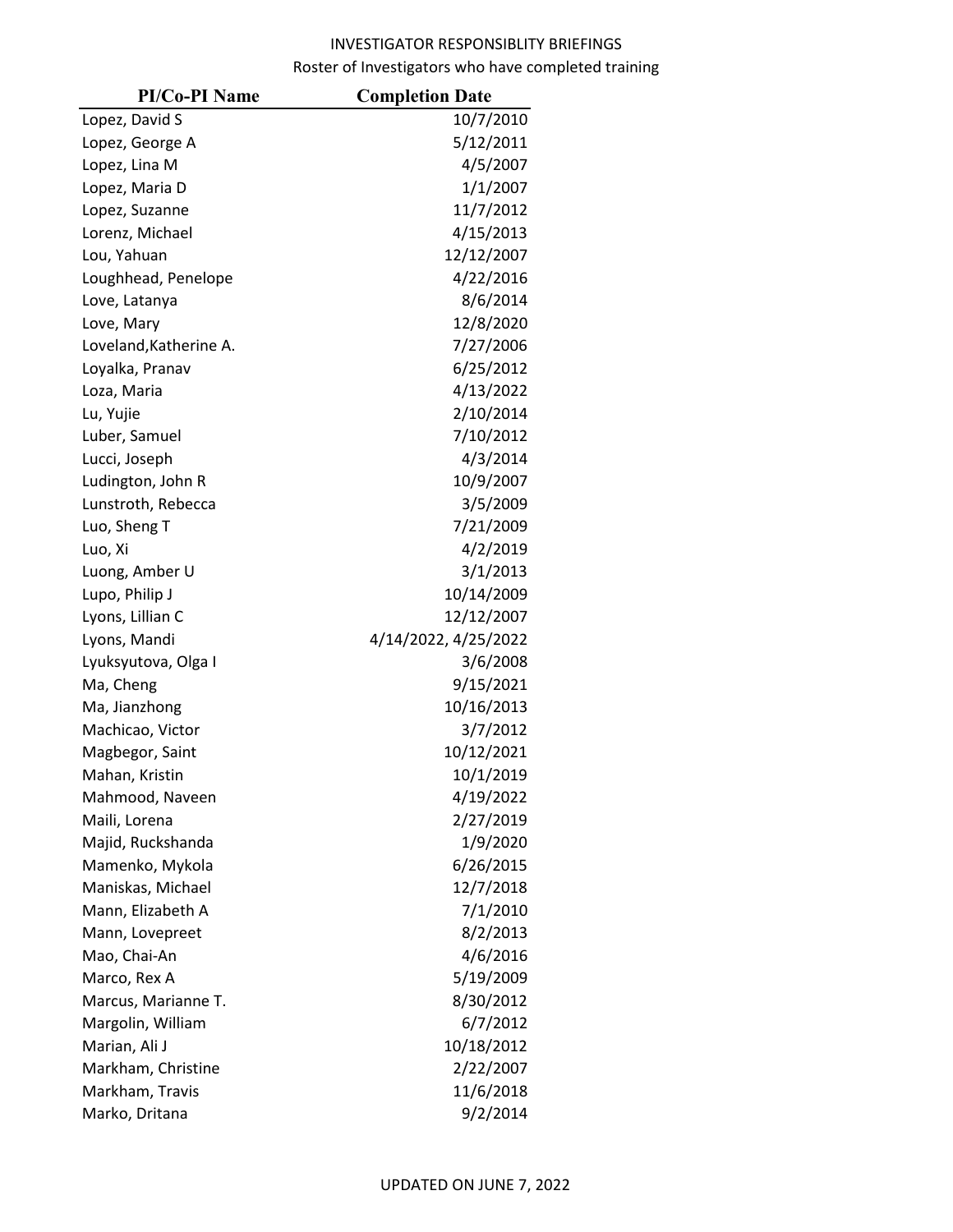INVESTIGATOR RESPONSIBLITY BRIEFINGS

Roster of Investigators who have completed training

| PI/Co-PI Name | Completion Date |
|---|---|
| Lopez, David S | 10/7/2010 |
| Lopez, George A | 5/12/2011 |
| Lopez, Lina M | 4/5/2007 |
| Lopez, Maria D | 1/1/2007 |
| Lopez, Suzanne | 11/7/2012 |
| Lorenz, Michael | 4/15/2013 |
| Lou, Yahuan | 12/12/2007 |
| Loughhead, Penelope | 4/22/2016 |
| Love, Latanya | 8/6/2014 |
| Love, Mary | 12/8/2020 |
| Loveland,Katherine A. | 7/27/2006 |
| Loyalka, Pranav | 6/25/2012 |
| Loza, Maria | 4/13/2022 |
| Lu, Yujie | 2/10/2014 |
| Luber, Samuel | 7/10/2012 |
| Lucci, Joseph | 4/3/2014 |
| Ludington, John R | 10/9/2007 |
| Lunstroth, Rebecca | 3/5/2009 |
| Luo, Sheng T | 7/21/2009 |
| Luo, Xi | 4/2/2019 |
| Luong, Amber U | 3/1/2013 |
| Lupo, Philip J | 10/14/2009 |
| Lyons, Lillian C | 12/12/2007 |
| Lyons, Mandi | 4/14/2022, 4/25/2022 |
| Lyuksyutova, Olga I | 3/6/2008 |
| Ma, Cheng | 9/15/2021 |
| Ma, Jianzhong | 10/16/2013 |
| Machicao, Victor | 3/7/2012 |
| Magbegor, Saint | 10/12/2021 |
| Mahan, Kristin | 10/1/2019 |
| Mahmood, Naveen | 4/19/2022 |
| Maili, Lorena | 2/27/2019 |
| Majid, Ruckshanda | 1/9/2020 |
| Mamenko, Mykola | 6/26/2015 |
| Maniskas, Michael | 12/7/2018 |
| Mann, Elizabeth A | 7/1/2010 |
| Mann, Lovepreet | 8/2/2013 |
| Mao, Chai-An | 4/6/2016 |
| Marco, Rex A | 5/19/2009 |
| Marcus, Marianne T. | 8/30/2012 |
| Margolin, William | 6/7/2012 |
| Marian, Ali J | 10/18/2012 |
| Markham, Christine | 2/22/2007 |
| Markham, Travis | 11/6/2018 |
| Marko, Dritana | 9/2/2014 |

UPDATED ON JUNE 7, 2022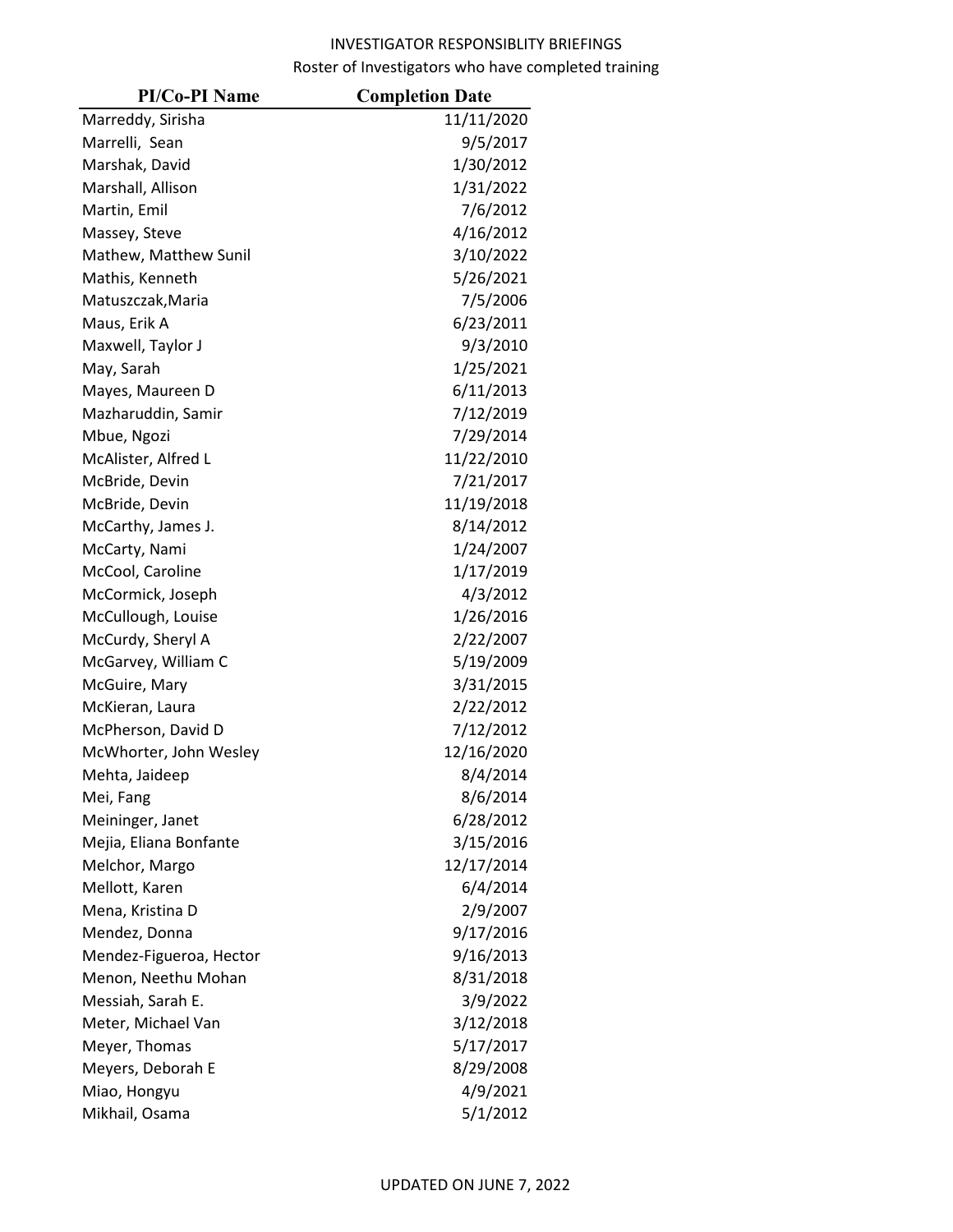INVESTIGATOR RESPONSIBLITY BRIEFINGS

Roster of Investigators who have completed training

| PI/Co-PI Name | Completion Date |
|---|---|
| Marreddy, Sirisha | 11/11/2020 |
| Marrelli,  Sean | 9/5/2017 |
| Marshak, David | 1/30/2012 |
| Marshall, Allison | 1/31/2022 |
| Martin, Emil | 7/6/2012 |
| Massey, Steve | 4/16/2012 |
| Mathew, Matthew Sunil | 3/10/2022 |
| Mathis, Kenneth | 5/26/2021 |
| Matuszczak,Maria | 7/5/2006 |
| Maus, Erik A | 6/23/2011 |
| Maxwell, Taylor J | 9/3/2010 |
| May, Sarah | 1/25/2021 |
| Mayes, Maureen D | 6/11/2013 |
| Mazharuddin, Samir | 7/12/2019 |
| Mbue, Ngozi | 7/29/2014 |
| McAlister, Alfred L | 11/22/2010 |
| McBride, Devin | 7/21/2017 |
| McBride, Devin | 11/19/2018 |
| McCarthy, James J. | 8/14/2012 |
| McCarty, Nami | 1/24/2007 |
| McCool, Caroline | 1/17/2019 |
| McCormick, Joseph | 4/3/2012 |
| McCullough, Louise | 1/26/2016 |
| McCurdy, Sheryl A | 2/22/2007 |
| McGarvey, William C | 5/19/2009 |
| McGuire, Mary | 3/31/2015 |
| McKieran, Laura | 2/22/2012 |
| McPherson, David D | 7/12/2012 |
| McWhorter, John Wesley | 12/16/2020 |
| Mehta, Jaideep | 8/4/2014 |
| Mei, Fang | 8/6/2014 |
| Meininger, Janet | 6/28/2012 |
| Mejia, Eliana Bonfante | 3/15/2016 |
| Melchor, Margo | 12/17/2014 |
| Mellott, Karen | 6/4/2014 |
| Mena, Kristina D | 2/9/2007 |
| Mendez, Donna | 9/17/2016 |
| Mendez-Figueroa, Hector | 9/16/2013 |
| Menon, Neethu Mohan | 8/31/2018 |
| Messiah, Sarah E. | 3/9/2022 |
| Meter, Michael Van | 3/12/2018 |
| Meyer, Thomas | 5/17/2017 |
| Meyers, Deborah E | 8/29/2008 |
| Miao, Hongyu | 4/9/2021 |
| Mikhail, Osama | 5/1/2012 |

UPDATED ON JUNE 7, 2022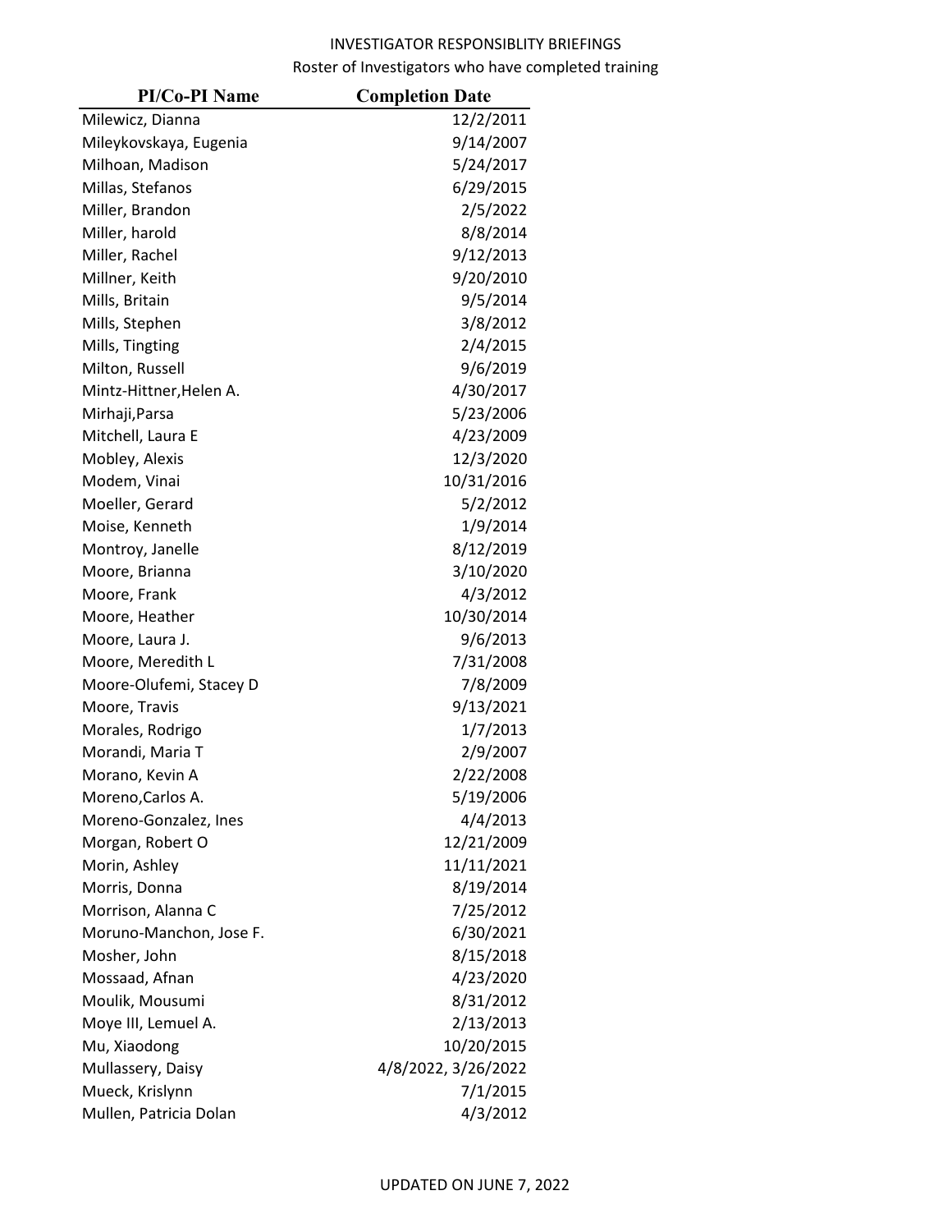INVESTIGATOR RESPONSIBLITY BRIEFINGS

Roster of Investigators who have completed training

| PI/Co-PI Name | Completion Date |
|---|---|
| Milewicz, Dianna | 12/2/2011 |
| Mileykovskaya, Eugenia | 9/14/2007 |
| Milhoan, Madison | 5/24/2017 |
| Millas, Stefanos | 6/29/2015 |
| Miller, Brandon | 2/5/2022 |
| Miller, harold | 8/8/2014 |
| Miller, Rachel | 9/12/2013 |
| Millner, Keith | 9/20/2010 |
| Mills, Britain | 9/5/2014 |
| Mills, Stephen | 3/8/2012 |
| Mills, Tingting | 2/4/2015 |
| Milton, Russell | 9/6/2019 |
| Mintz-Hittner,Helen A. | 4/30/2017 |
| Mirhaji,Parsa | 5/23/2006 |
| Mitchell, Laura E | 4/23/2009 |
| Mobley, Alexis | 12/3/2020 |
| Modem, Vinai | 10/31/2016 |
| Moeller, Gerard | 5/2/2012 |
| Moise, Kenneth | 1/9/2014 |
| Montroy, Janelle | 8/12/2019 |
| Moore, Brianna | 3/10/2020 |
| Moore, Frank | 4/3/2012 |
| Moore, Heather | 10/30/2014 |
| Moore, Laura J. | 9/6/2013 |
| Moore, Meredith L | 7/31/2008 |
| Moore-Olufemi, Stacey D | 7/8/2009 |
| Moore, Travis | 9/13/2021 |
| Morales, Rodrigo | 1/7/2013 |
| Morandi, Maria T | 2/9/2007 |
| Morano, Kevin A | 2/22/2008 |
| Moreno,Carlos A. | 5/19/2006 |
| Moreno-Gonzalez, Ines | 4/4/2013 |
| Morgan, Robert O | 12/21/2009 |
| Morin, Ashley | 11/11/2021 |
| Morris, Donna | 8/19/2014 |
| Morrison, Alanna C | 7/25/2012 |
| Moruno-Manchon, Jose F. | 6/30/2021 |
| Mosher, John | 8/15/2018 |
| Mossaad, Afnan | 4/23/2020 |
| Moulik, Mousumi | 8/31/2012 |
| Moye III, Lemuel A. | 2/13/2013 |
| Mu, Xiaodong | 10/20/2015 |
| Mullassery, Daisy | 4/8/2022, 3/26/2022 |
| Mueck, Krislynn | 7/1/2015 |
| Mullen, Patricia Dolan | 4/3/2012 |

UPDATED ON JUNE 7, 2022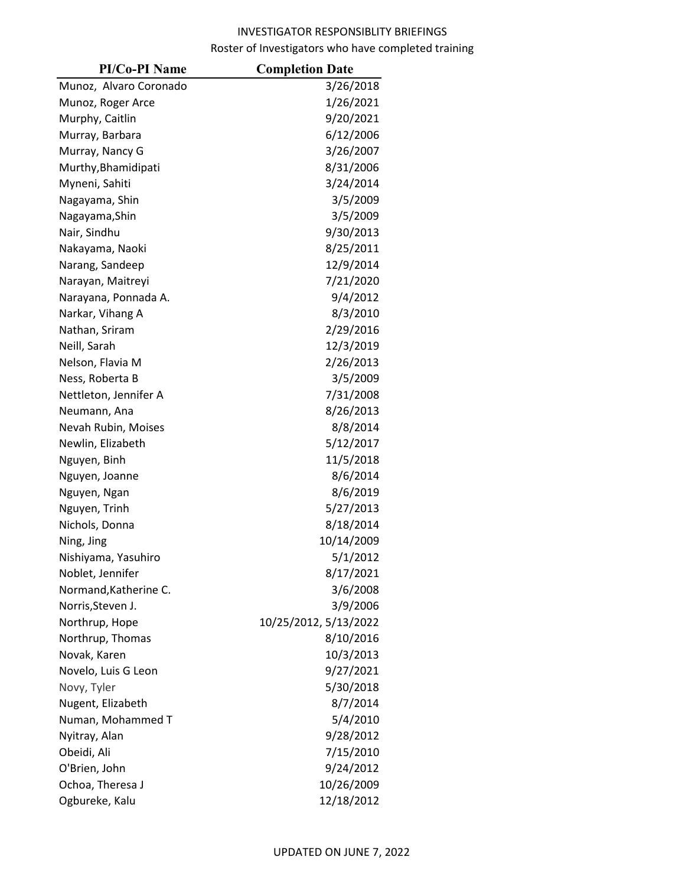INVESTIGATOR RESPONSIBLITY BRIEFINGS

Roster of Investigators who have completed training

| PI/Co-PI Name | Completion Date |
|---|---|
| Munoz,  Alvaro Coronado | 3/26/2018 |
| Munoz, Roger Arce | 1/26/2021 |
| Murphy, Caitlin | 9/20/2021 |
| Murray, Barbara | 6/12/2006 |
| Murray, Nancy G | 3/26/2007 |
| Murthy,Bhamidipati | 8/31/2006 |
| Myneni, Sahiti | 3/24/2014 |
| Nagayama, Shin | 3/5/2009 |
| Nagayama,Shin | 3/5/2009 |
| Nair, Sindhu | 9/30/2013 |
| Nakayama, Naoki | 8/25/2011 |
| Narang, Sandeep | 12/9/2014 |
| Narayan, Maitreyi | 7/21/2020 |
| Narayana, Ponnada A. | 9/4/2012 |
| Narkar, Vihang A | 8/3/2010 |
| Nathan, Sriram | 2/29/2016 |
| Neill, Sarah | 12/3/2019 |
| Nelson, Flavia M | 2/26/2013 |
| Ness, Roberta B | 3/5/2009 |
| Nettleton, Jennifer A | 7/31/2008 |
| Neumann, Ana | 8/26/2013 |
| Nevah Rubin, Moises | 8/8/2014 |
| Newlin, Elizabeth | 5/12/2017 |
| Nguyen, Binh | 11/5/2018 |
| Nguyen, Joanne | 8/6/2014 |
| Nguyen, Ngan | 8/6/2019 |
| Nguyen, Trinh | 5/27/2013 |
| Nichols, Donna | 8/18/2014 |
| Ning, Jing | 10/14/2009 |
| Nishiyama, Yasuhiro | 5/1/2012 |
| Noblet, Jennifer | 8/17/2021 |
| Normand,Katherine C. | 3/6/2008 |
| Norris,Steven J. | 3/9/2006 |
| Northrup, Hope | 10/25/2012, 5/13/2022 |
| Northrup, Thomas | 8/10/2016 |
| Novak, Karen | 10/3/2013 |
| Novelo, Luis G Leon | 9/27/2021 |
| Novy, Tyler | 5/30/2018 |
| Nugent, Elizabeth | 8/7/2014 |
| Numan, Mohammed T | 5/4/2010 |
| Nyitray, Alan | 9/28/2012 |
| Obeidi, Ali | 7/15/2010 |
| O'Brien, John | 9/24/2012 |
| Ochoa, Theresa J | 10/26/2009 |
| Ogbureke, Kalu | 12/18/2012 |

UPDATED ON JUNE 7, 2022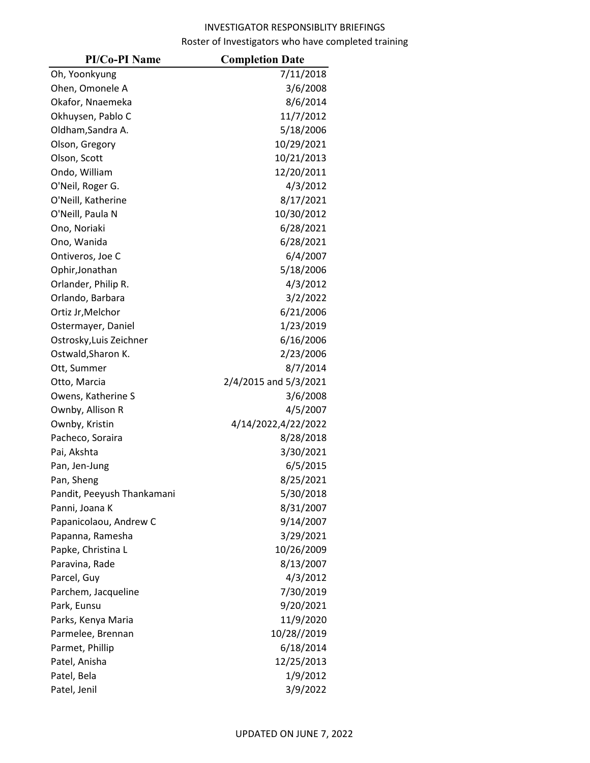INVESTIGATOR RESPONSIBLITY BRIEFINGS

Roster of Investigators who have completed training

| PI/Co-PI Name | Completion Date |
|---|---|
| Oh, Yoonkyung | 7/11/2018 |
| Ohen, Omonele A | 3/6/2008 |
| Okafor, Nnaemeka | 8/6/2014 |
| Okhuysen, Pablo C | 11/7/2012 |
| Oldham,Sandra A. | 5/18/2006 |
| Olson, Gregory | 10/29/2021 |
| Olson, Scott | 10/21/2013 |
| Ondo, William | 12/20/2011 |
| O'Neil, Roger G. | 4/3/2012 |
| O'Neill, Katherine | 8/17/2021 |
| O'Neill, Paula N | 10/30/2012 |
| Ono, Noriaki | 6/28/2021 |
| Ono, Wanida | 6/28/2021 |
| Ontiveros, Joe C | 6/4/2007 |
| Ophir,Jonathan | 5/18/2006 |
| Orlander, Philip R. | 4/3/2012 |
| Orlando, Barbara | 3/2/2022 |
| Ortiz Jr,Melchor | 6/21/2006 |
| Ostermayer, Daniel | 1/23/2019 |
| Ostrosky,Luis Zeichner | 6/16/2006 |
| Ostwald,Sharon K. | 2/23/2006 |
| Ott, Summer | 8/7/2014 |
| Otto, Marcia | 2/4/2015 and 5/3/2021 |
| Owens, Katherine S | 3/6/2008 |
| Ownby, Allison R | 4/5/2007 |
| Ownby, Kristin | 4/14/2022,4/22/2022 |
| Pacheco, Soraira | 8/28/2018 |
| Pai, Akshta | 3/30/2021 |
| Pan, Jen-Jung | 6/5/2015 |
| Pan, Sheng | 8/25/2021 |
| Pandit, Peeyush Thankamani | 5/30/2018 |
| Panni, Joana K | 8/31/2007 |
| Papanicolaou, Andrew C | 9/14/2007 |
| Papanna, Ramesha | 3/29/2021 |
| Papke, Christina L | 10/26/2009 |
| Paravina, Rade | 8/13/2007 |
| Parcel, Guy | 4/3/2012 |
| Parchem, Jacqueline | 7/30/2019 |
| Park, Eunsu | 9/20/2021 |
| Parks, Kenya Maria | 11/9/2020 |
| Parmelee, Brennan | 10/28//2019 |
| Parmet, Phillip | 6/18/2014 |
| Patel, Anisha | 12/25/2013 |
| Patel, Bela | 1/9/2012 |
| Patel, Jenil | 3/9/2022 |

UPDATED ON JUNE 7, 2022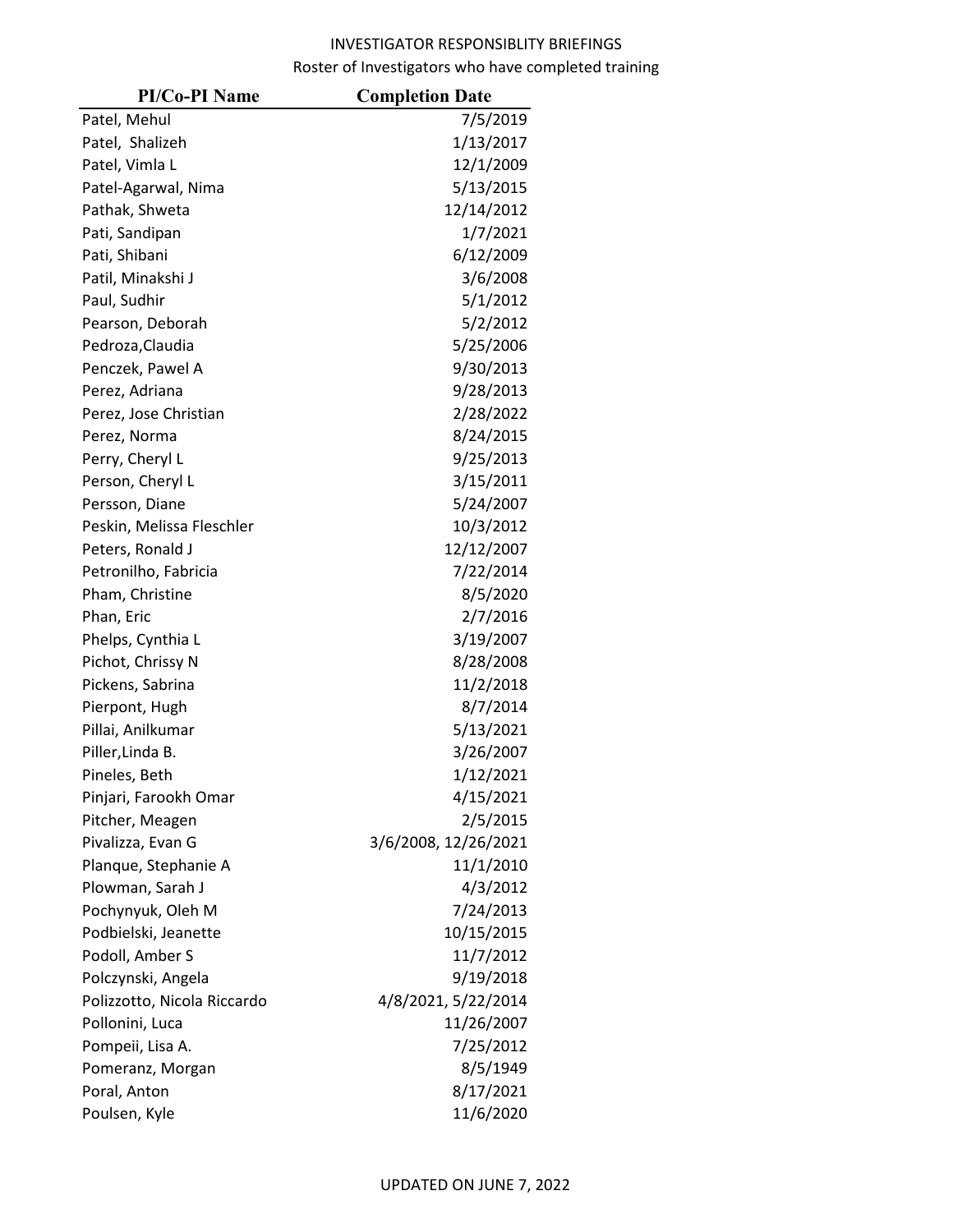INVESTIGATOR RESPONSIBLITY BRIEFINGS

Roster of Investigators who have completed training

| PI/Co-PI Name | Completion Date |
|---|---|
| Patel, Mehul | 7/5/2019 |
| Patel,  Shalizeh | 1/13/2017 |
| Patel, Vimla L | 12/1/2009 |
| Patel-Agarwal, Nima | 5/13/2015 |
| Pathak, Shweta | 12/14/2012 |
| Pati, Sandipan | 1/7/2021 |
| Pati, Shibani | 6/12/2009 |
| Patil, Minakshi J | 3/6/2008 |
| Paul, Sudhir | 5/1/2012 |
| Pearson, Deborah | 5/2/2012 |
| Pedroza,Claudia | 5/25/2006 |
| Penczek, Pawel A | 9/30/2013 |
| Perez, Adriana | 9/28/2013 |
| Perez, Jose Christian | 2/28/2022 |
| Perez, Norma | 8/24/2015 |
| Perry, Cheryl L | 9/25/2013 |
| Person, Cheryl L | 3/15/2011 |
| Persson, Diane | 5/24/2007 |
| Peskin, Melissa Fleschler | 10/3/2012 |
| Peters, Ronald J | 12/12/2007 |
| Petronilho, Fabricia | 7/22/2014 |
| Pham, Christine | 8/5/2020 |
| Phan, Eric | 2/7/2016 |
| Phelps, Cynthia L | 3/19/2007 |
| Pichot, Chrissy N | 8/28/2008 |
| Pickens, Sabrina | 11/2/2018 |
| Pierpont, Hugh | 8/7/2014 |
| Pillai, Anilkumar | 5/13/2021 |
| Piller,Linda B. | 3/26/2007 |
| Pineles, Beth | 1/12/2021 |
| Pinjari, Farookh Omar | 4/15/2021 |
| Pitcher, Meagen | 2/5/2015 |
| Pivalizza, Evan G | 3/6/2008, 12/26/2021 |
| Planque, Stephanie A | 11/1/2010 |
| Plowman, Sarah J | 4/3/2012 |
| Pochynyuk, Oleh M | 7/24/2013 |
| Podbielski, Jeanette | 10/15/2015 |
| Podoll, Amber S | 11/7/2012 |
| Polczynski, Angela | 9/19/2018 |
| Polizzotto, Nicola Riccardo | 4/8/2021, 5/22/2014 |
| Pollonini, Luca | 11/26/2007 |
| Pompeii, Lisa A. | 7/25/2012 |
| Pomeranz, Morgan | 8/5/1949 |
| Poral, Anton | 8/17/2021 |
| Poulsen, Kyle | 11/6/2020 |

UPDATED ON JUNE 7, 2022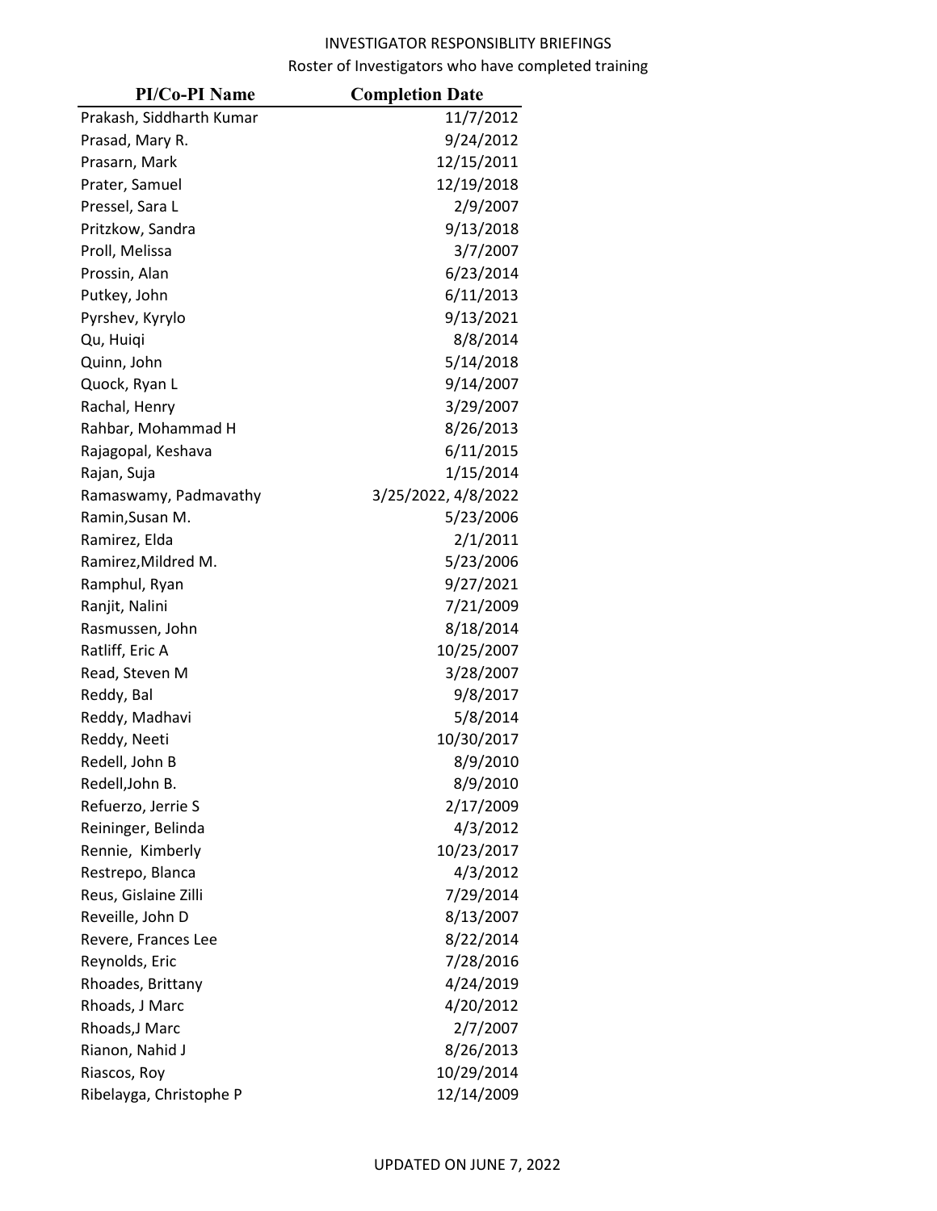INVESTIGATOR RESPONSIBLITY BRIEFINGS

Roster of Investigators who have completed training

| PI/Co-PI Name | Completion Date |
|---|---|
| Prakash, Siddharth Kumar | 11/7/2012 |
| Prasad, Mary R. | 9/24/2012 |
| Prasarn, Mark | 12/15/2011 |
| Prater, Samuel | 12/19/2018 |
| Pressel, Sara L | 2/9/2007 |
| Pritzkow, Sandra | 9/13/2018 |
| Proll, Melissa | 3/7/2007 |
| Prossin, Alan | 6/23/2014 |
| Putkey, John | 6/11/2013 |
| Pyrshev, Kyrylo | 9/13/2021 |
| Qu, Huiqi | 8/8/2014 |
| Quinn, John | 5/14/2018 |
| Quock, Ryan L | 9/14/2007 |
| Rachal, Henry | 3/29/2007 |
| Rahbar, Mohammad H | 8/26/2013 |
| Rajagopal, Keshava | 6/11/2015 |
| Rajan, Suja | 1/15/2014 |
| Ramaswamy, Padmavathy | 3/25/2022, 4/8/2022 |
| Ramin,Susan M. | 5/23/2006 |
| Ramirez, Elda | 2/1/2011 |
| Ramirez,Mildred M. | 5/23/2006 |
| Ramphul, Ryan | 9/27/2021 |
| Ranjit, Nalini | 7/21/2009 |
| Rasmussen, John | 8/18/2014 |
| Ratliff, Eric A | 10/25/2007 |
| Read, Steven M | 3/28/2007 |
| Reddy, Bal | 9/8/2017 |
| Reddy, Madhavi | 5/8/2014 |
| Reddy, Neeti | 10/30/2017 |
| Redell, John B | 8/9/2010 |
| Redell,John B. | 8/9/2010 |
| Refuerzo, Jerrie S | 2/17/2009 |
| Reininger, Belinda | 4/3/2012 |
| Rennie,  Kimberly | 10/23/2017 |
| Restrepo, Blanca | 4/3/2012 |
| Reus, Gislaine Zilli | 7/29/2014 |
| Reveille, John D | 8/13/2007 |
| Revere, Frances Lee | 8/22/2014 |
| Reynolds, Eric | 7/28/2016 |
| Rhoades, Brittany | 4/24/2019 |
| Rhoads, J Marc | 4/20/2012 |
| Rhoads,J Marc | 2/7/2007 |
| Rianon, Nahid J | 8/26/2013 |
| Riascos, Roy | 10/29/2014 |
| Ribelayga, Christophe P | 12/14/2009 |

UPDATED ON JUNE 7, 2022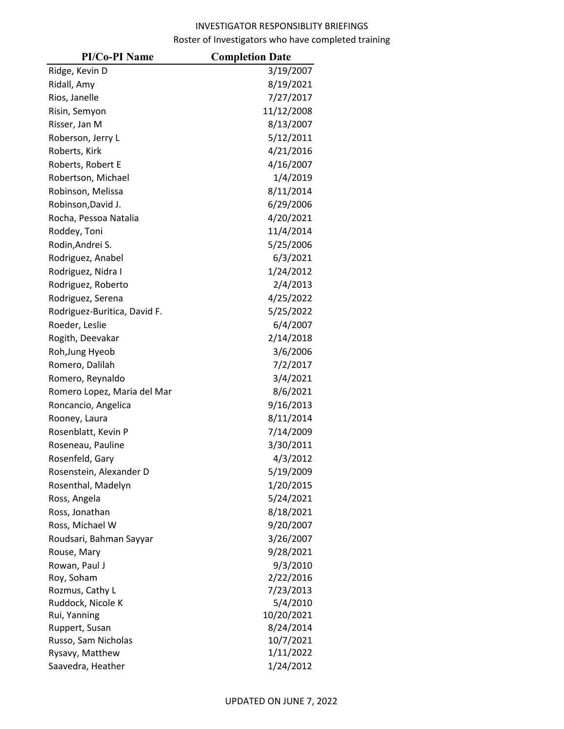INVESTIGATOR RESPONSIBLITY BRIEFINGS

Roster of Investigators who have completed training

| PI/Co-PI Name | Completion Date |
| --- | --- |
| Ridge, Kevin D | 3/19/2007 |
| Ridall, Amy | 8/19/2021 |
| Rios, Janelle | 7/27/2017 |
| Risin, Semyon | 11/12/2008 |
| Risser, Jan M | 8/13/2007 |
| Roberson, Jerry L | 5/12/2011 |
| Roberts, Kirk | 4/21/2016 |
| Roberts, Robert E | 4/16/2007 |
| Robertson, Michael | 1/4/2019 |
| Robinson, Melissa | 8/11/2014 |
| Robinson,David J. | 6/29/2006 |
| Rocha, Pessoa Natalia | 4/20/2021 |
| Roddey, Toni | 11/4/2014 |
| Rodin,Andrei S. | 5/25/2006 |
| Rodriguez, Anabel | 6/3/2021 |
| Rodriguez, Nidra I | 1/24/2012 |
| Rodriguez, Roberto | 2/4/2013 |
| Rodriguez, Serena | 4/25/2022 |
| Rodriguez-Buritica, David F. | 5/25/2022 |
| Roeder, Leslie | 6/4/2007 |
| Rogith, Deevakar | 2/14/2018 |
| Roh,Jung Hyeob | 3/6/2006 |
| Romero, Dalilah | 7/2/2017 |
| Romero, Reynaldo | 3/4/2021 |
| Romero Lopez, Maria del Mar | 8/6/2021 |
| Roncancio, Angelica | 9/16/2013 |
| Rooney, Laura | 8/11/2014 |
| Rosenblatt, Kevin P | 7/14/2009 |
| Roseneau, Pauline | 3/30/2011 |
| Rosenfeld, Gary | 4/3/2012 |
| Rosenstein, Alexander D | 5/19/2009 |
| Rosenthal, Madelyn | 1/20/2015 |
| Ross, Angela | 5/24/2021 |
| Ross, Jonathan | 8/18/2021 |
| Ross, Michael W | 9/20/2007 |
| Roudsari, Bahman Sayyar | 3/26/2007 |
| Rouse, Mary | 9/28/2021 |
| Rowan, Paul J | 9/3/2010 |
| Roy, Soham | 2/22/2016 |
| Rozmus, Cathy L | 7/23/2013 |
| Ruddock, Nicole K | 5/4/2010 |
| Rui, Yanning | 10/20/2021 |
| Ruppert, Susan | 8/24/2014 |
| Russo, Sam Nicholas | 10/7/2021 |
| Rysavy, Matthew | 1/11/2022 |
| Saavedra, Heather | 1/24/2012 |

UPDATED ON JUNE 7, 2022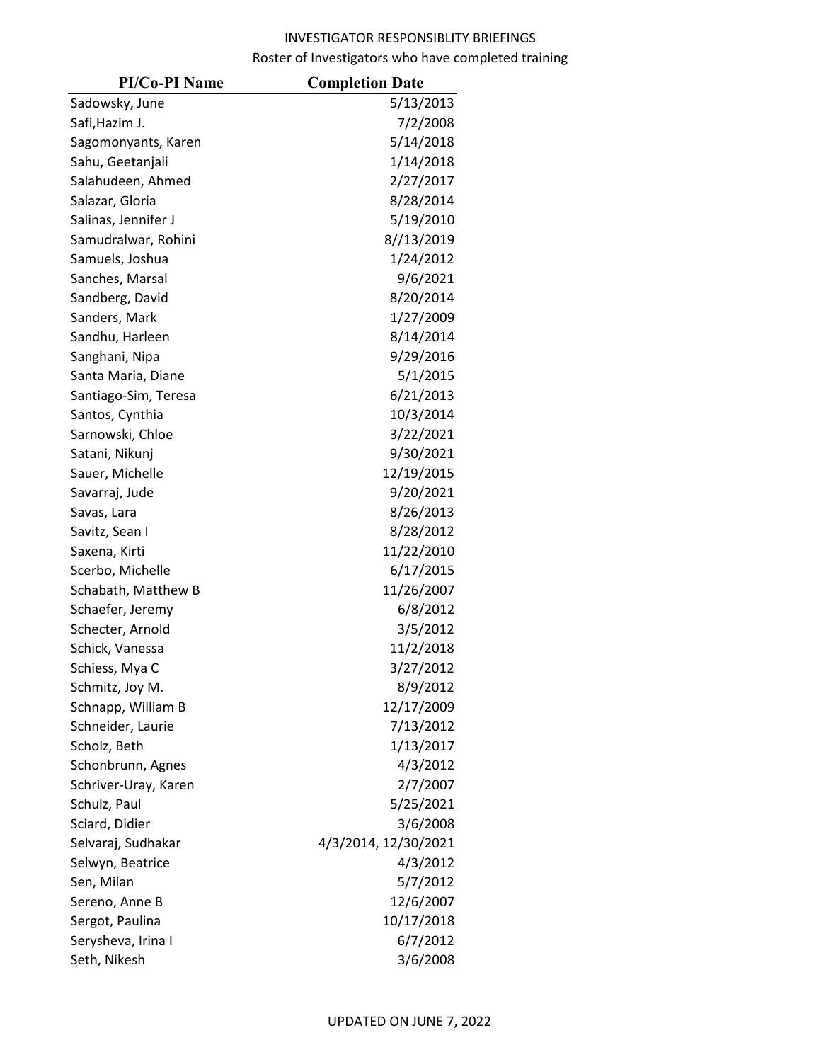INVESTIGATOR RESPONSIBLITY BRIEFINGS

Roster of Investigators who have completed training

| PI/Co-PI Name | Completion Date |
|---|---|
| Sadowsky, June | 5/13/2013 |
| Safi,Hazim J. | 7/2/2008 |
| Sagomonyants, Karen | 5/14/2018 |
| Sahu, Geetanjali | 1/14/2018 |
| Salahudeen, Ahmed | 2/27/2017 |
| Salazar, Gloria | 8/28/2014 |
| Salinas, Jennifer J | 5/19/2010 |
| Samudralwar, Rohini | 8//13/2019 |
| Samuels, Joshua | 1/24/2012 |
| Sanches, Marsal | 9/6/2021 |
| Sandberg, David | 8/20/2014 |
| Sanders, Mark | 1/27/2009 |
| Sandhu, Harleen | 8/14/2014 |
| Sanghani, Nipa | 9/29/2016 |
| Santa Maria, Diane | 5/1/2015 |
| Santiago-Sim, Teresa | 6/21/2013 |
| Santos, Cynthia | 10/3/2014 |
| Sarnowski, Chloe | 3/22/2021 |
| Satani, Nikunj | 9/30/2021 |
| Sauer, Michelle | 12/19/2015 |
| Savarraj, Jude | 9/20/2021 |
| Savas, Lara | 8/26/2013 |
| Savitz, Sean I | 8/28/2012 |
| Saxena, Kirti | 11/22/2010 |
| Scerbo, Michelle | 6/17/2015 |
| Schabath, Matthew B | 11/26/2007 |
| Schaefer, Jeremy | 6/8/2012 |
| Schecter, Arnold | 3/5/2012 |
| Schick, Vanessa | 11/2/2018 |
| Schiess, Mya C | 3/27/2012 |
| Schmitz, Joy M. | 8/9/2012 |
| Schnapp, William B | 12/17/2009 |
| Schneider, Laurie | 7/13/2012 |
| Scholz, Beth | 1/13/2017 |
| Schonbrunn, Agnes | 4/3/2012 |
| Schriver-Uray, Karen | 2/7/2007 |
| Schulz, Paul | 5/25/2021 |
| Sciard, Didier | 3/6/2008 |
| Selvaraj, Sudhakar | 4/3/2014, 12/30/2021 |
| Selwyn, Beatrice | 4/3/2012 |
| Sen, Milan | 5/7/2012 |
| Sereno, Anne B | 12/6/2007 |
| Sergot, Paulina | 10/17/2018 |
| Serysheva, Irina I | 6/7/2012 |
| Seth, Nikesh | 3/6/2008 |

UPDATED ON JUNE 7, 2022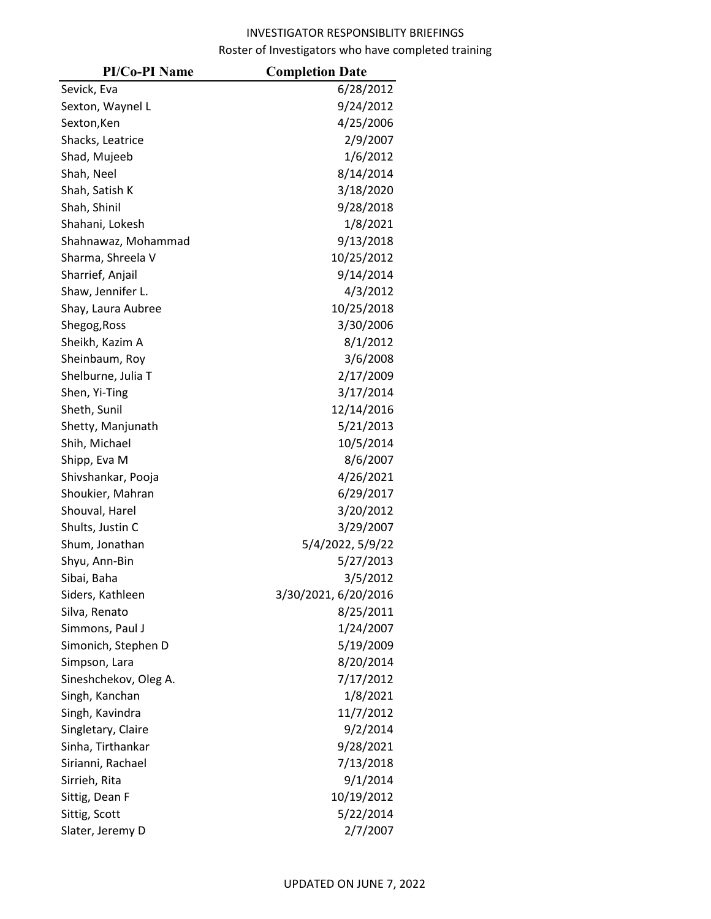INVESTIGATOR RESPONSIBLITY BRIEFINGS

Roster of Investigators who have completed training

| PI/Co-PI Name | Completion Date |
|---|---|
| Sevick, Eva | 6/28/2012 |
| Sexton, Waynel L | 9/24/2012 |
| Sexton,Ken | 4/25/2006 |
| Shacks, Leatrice | 2/9/2007 |
| Shad, Mujeeb | 1/6/2012 |
| Shah, Neel | 8/14/2014 |
| Shah, Satish K | 3/18/2020 |
| Shah, Shinil | 9/28/2018 |
| Shahani, Lokesh | 1/8/2021 |
| Shahnawaz, Mohammad | 9/13/2018 |
| Sharma, Shreela V | 10/25/2012 |
| Sharrief, Anjail | 9/14/2014 |
| Shaw, Jennifer L. | 4/3/2012 |
| Shay, Laura Aubree | 10/25/2018 |
| Shegog,Ross | 3/30/2006 |
| Sheikh, Kazim A | 8/1/2012 |
| Sheinbaum, Roy | 3/6/2008 |
| Shelburne, Julia T | 2/17/2009 |
| Shen, Yi-Ting | 3/17/2014 |
| Sheth, Sunil | 12/14/2016 |
| Shetty, Manjunath | 5/21/2013 |
| Shih, Michael | 10/5/2014 |
| Shipp, Eva M | 8/6/2007 |
| Shivshankar, Pooja | 4/26/2021 |
| Shoukier, Mahran | 6/29/2017 |
| Shouval, Harel | 3/20/2012 |
| Shults, Justin C | 3/29/2007 |
| Shum, Jonathan | 5/4/2022, 5/9/22 |
| Shyu, Ann-Bin | 5/27/2013 |
| Sibai, Baha | 3/5/2012 |
| Siders, Kathleen | 3/30/2021, 6/20/2016 |
| Silva, Renato | 8/25/2011 |
| Simmons, Paul J | 1/24/2007 |
| Simonich, Stephen D | 5/19/2009 |
| Simpson, Lara | 8/20/2014 |
| Sineshchekov, Oleg A. | 7/17/2012 |
| Singh, Kanchan | 1/8/2021 |
| Singh, Kavindra | 11/7/2012 |
| Singletary, Claire | 9/2/2014 |
| Sinha, Tirthankar | 9/28/2021 |
| Sirianni, Rachael | 7/13/2018 |
| Sirrieh, Rita | 9/1/2014 |
| Sittig, Dean F | 10/19/2012 |
| Sittig, Scott | 5/22/2014 |
| Slater, Jeremy D | 2/7/2007 |

UPDATED ON JUNE 7, 2022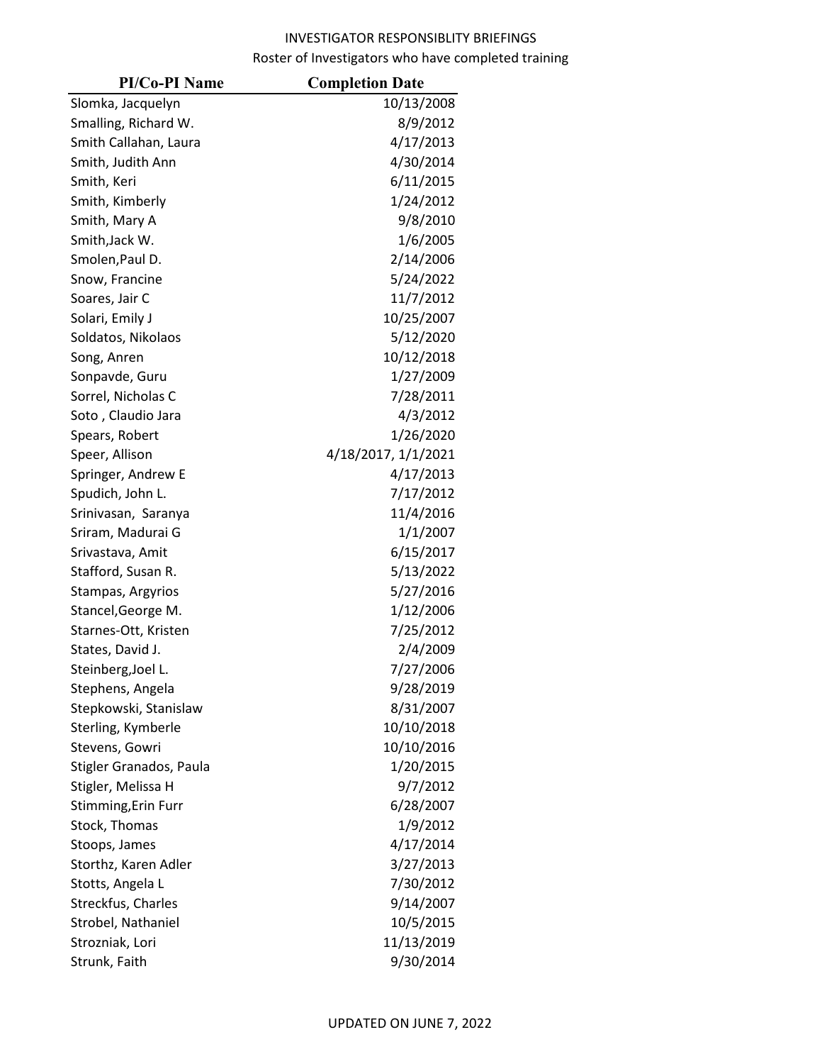INVESTIGATOR RESPONSIBLITY BRIEFINGS

Roster of Investigators who have completed training

| PI/Co-PI Name | Completion Date |
|---|---|
| Slomka, Jacquelyn | 10/13/2008 |
| Smalling, Richard W. | 8/9/2012 |
| Smith Callahan, Laura | 4/17/2013 |
| Smith, Judith Ann | 4/30/2014 |
| Smith, Keri | 6/11/2015 |
| Smith, Kimberly | 1/24/2012 |
| Smith, Mary A | 9/8/2010 |
| Smith,Jack W. | 1/6/2005 |
| Smolen,Paul D. | 2/14/2006 |
| Snow, Francine | 5/24/2022 |
| Soares, Jair C | 11/7/2012 |
| Solari, Emily J | 10/25/2007 |
| Soldatos, Nikolaos | 5/12/2020 |
| Song, Anren | 10/12/2018 |
| Sonpavde, Guru | 1/27/2009 |
| Sorrel, Nicholas C | 7/28/2011 |
| Soto , Claudio Jara | 4/3/2012 |
| Spears, Robert | 1/26/2020 |
| Speer, Allison | 4/18/2017, 1/1/2021 |
| Springer, Andrew E | 4/17/2013 |
| Spudich, John L. | 7/17/2012 |
| Srinivasan, Saranya | 11/4/2016 |
| Sriram, Madurai G | 1/1/2007 |
| Srivastava, Amit | 6/15/2017 |
| Stafford, Susan R. | 5/13/2022 |
| Stampas, Argyrios | 5/27/2016 |
| Stancel,George M. | 1/12/2006 |
| Starnes-Ott, Kristen | 7/25/2012 |
| States, David J. | 2/4/2009 |
| Steinberg,Joel L. | 7/27/2006 |
| Stephens, Angela | 9/28/2019 |
| Stepkowski, Stanislaw | 8/31/2007 |
| Sterling, Kymberle | 10/10/2018 |
| Stevens, Gowri | 10/10/2016 |
| Stigler Granados, Paula | 1/20/2015 |
| Stigler, Melissa H | 9/7/2012 |
| Stimming,Erin Furr | 6/28/2007 |
| Stock, Thomas | 1/9/2012 |
| Stoops, James | 4/17/2014 |
| Storthz, Karen Adler | 3/27/2013 |
| Stotts, Angela L | 7/30/2012 |
| Streckfus, Charles | 9/14/2007 |
| Strobel, Nathaniel | 10/5/2015 |
| Strozniak, Lori | 11/13/2019 |
| Strunk, Faith | 9/30/2014 |

UPDATED ON JUNE 7, 2022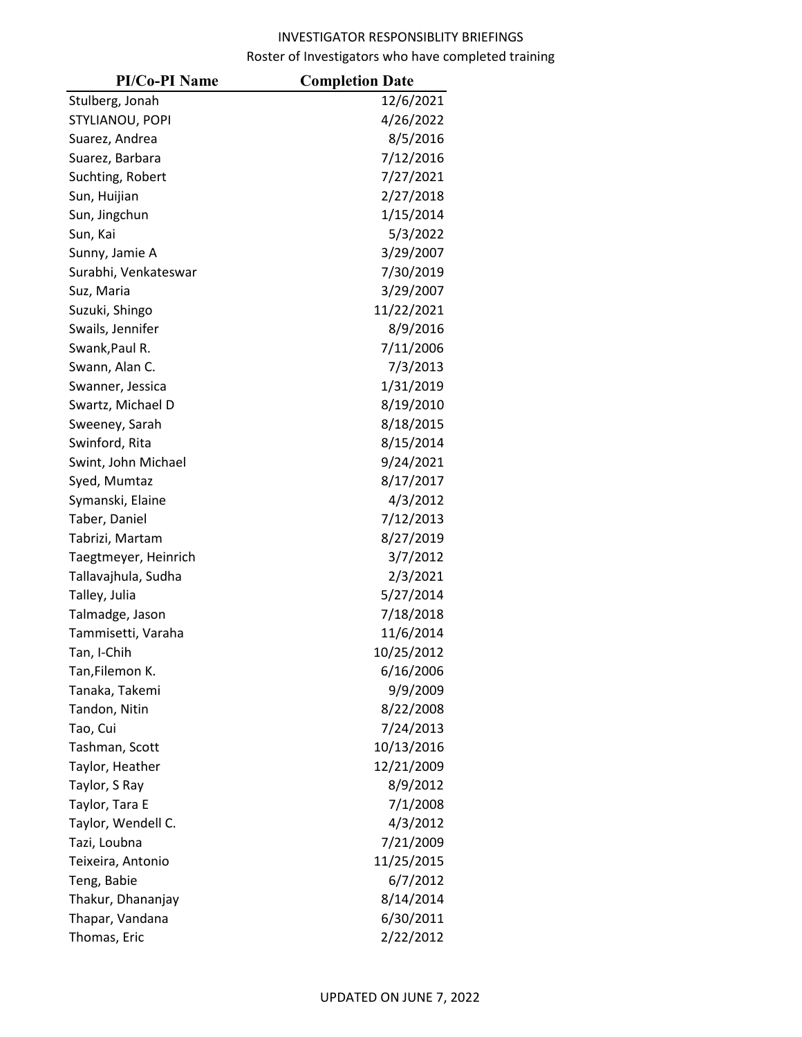INVESTIGATOR RESPONSIBLITY BRIEFINGS

Roster of Investigators who have completed training

| PI/Co-PI Name | Completion Date |
|---|---|
| Stulberg, Jonah | 12/6/2021 |
| STYLIANOU, POPI | 4/26/2022 |
| Suarez, Andrea | 8/5/2016 |
| Suarez, Barbara | 7/12/2016 |
| Suchting, Robert | 7/27/2021 |
| Sun, Huijian | 2/27/2018 |
| Sun, Jingchun | 1/15/2014 |
| Sun, Kai | 5/3/2022 |
| Sunny, Jamie A | 3/29/2007 |
| Surabhi, Venkateswar | 7/30/2019 |
| Suz, Maria | 3/29/2007 |
| Suzuki, Shingo | 11/22/2021 |
| Swails, Jennifer | 8/9/2016 |
| Swank,Paul R. | 7/11/2006 |
| Swann, Alan C. | 7/3/2013 |
| Swanner, Jessica | 1/31/2019 |
| Swartz, Michael D | 8/19/2010 |
| Sweeney, Sarah | 8/18/2015 |
| Swinford, Rita | 8/15/2014 |
| Swint, John Michael | 9/24/2021 |
| Syed, Mumtaz | 8/17/2017 |
| Symanski, Elaine | 4/3/2012 |
| Taber, Daniel | 7/12/2013 |
| Tabrizi, Martam | 8/27/2019 |
| Taegtmeyer, Heinrich | 3/7/2012 |
| Tallavajhula, Sudha | 2/3/2021 |
| Talley, Julia | 5/27/2014 |
| Talmadge, Jason | 7/18/2018 |
| Tammisetti, Varaha | 11/6/2014 |
| Tan, I-Chih | 10/25/2012 |
| Tan,Filemon K. | 6/16/2006 |
| Tanaka, Takemi | 9/9/2009 |
| Tandon, Nitin | 8/22/2008 |
| Tao, Cui | 7/24/2013 |
| Tashman, Scott | 10/13/2016 |
| Taylor, Heather | 12/21/2009 |
| Taylor, S Ray | 8/9/2012 |
| Taylor, Tara E | 7/1/2008 |
| Taylor, Wendell C. | 4/3/2012 |
| Tazi, Loubna | 7/21/2009 |
| Teixeira, Antonio | 11/25/2015 |
| Teng, Babie | 6/7/2012 |
| Thakur, Dhananjay | 8/14/2014 |
| Thapar, Vandana | 6/30/2011 |
| Thomas, Eric | 2/22/2012 |

UPDATED ON JUNE 7, 2022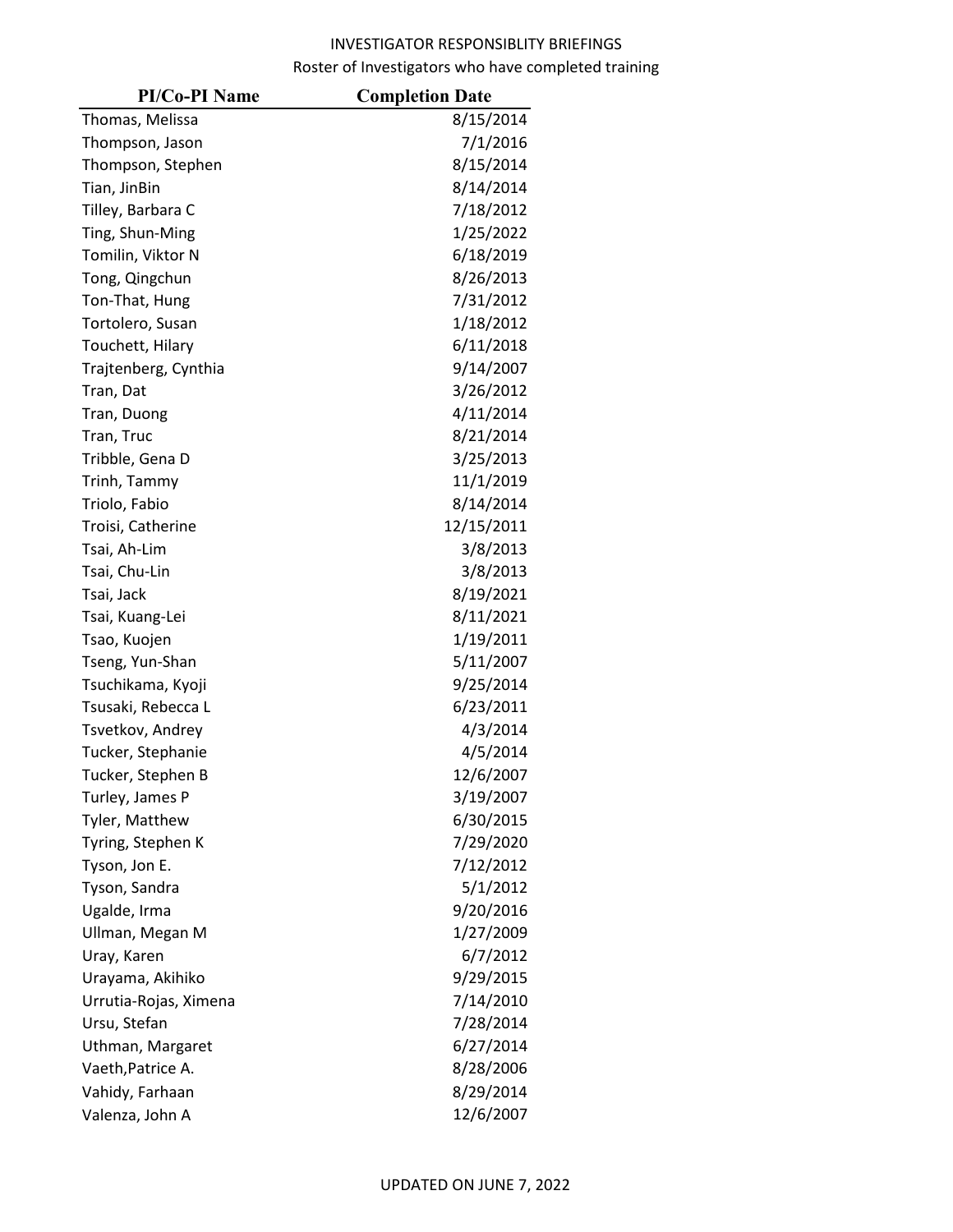INVESTIGATOR RESPONSIBLITY BRIEFINGS

Roster of Investigators who have completed training

| PI/Co-PI Name | Completion Date |
|---|---|
| Thomas, Melissa | 8/15/2014 |
| Thompson, Jason | 7/1/2016 |
| Thompson, Stephen | 8/15/2014 |
| Tian, JinBin | 8/14/2014 |
| Tilley, Barbara C | 7/18/2012 |
| Ting, Shun-Ming | 1/25/2022 |
| Tomilin, Viktor N | 6/18/2019 |
| Tong, Qingchun | 8/26/2013 |
| Ton-That, Hung | 7/31/2012 |
| Tortolero, Susan | 1/18/2012 |
| Touchett, Hilary | 6/11/2018 |
| Trajtenberg, Cynthia | 9/14/2007 |
| Tran, Dat | 3/26/2012 |
| Tran, Duong | 4/11/2014 |
| Tran, Truc | 8/21/2014 |
| Tribble, Gena D | 3/25/2013 |
| Trinh, Tammy | 11/1/2019 |
| Triolo, Fabio | 8/14/2014 |
| Troisi, Catherine | 12/15/2011 |
| Tsai, Ah-Lim | 3/8/2013 |
| Tsai, Chu-Lin | 3/8/2013 |
| Tsai, Jack | 8/19/2021 |
| Tsai, Kuang-Lei | 8/11/2021 |
| Tsao, Kuojen | 1/19/2011 |
| Tseng, Yun-Shan | 5/11/2007 |
| Tsuchikama, Kyoji | 9/25/2014 |
| Tsusaki, Rebecca L | 6/23/2011 |
| Tsvetkov, Andrey | 4/3/2014 |
| Tucker, Stephanie | 4/5/2014 |
| Tucker, Stephen B | 12/6/2007 |
| Turley, James P | 3/19/2007 |
| Tyler, Matthew | 6/30/2015 |
| Tyring, Stephen K | 7/29/2020 |
| Tyson, Jon E. | 7/12/2012 |
| Tyson, Sandra | 5/1/2012 |
| Ugalde, Irma | 9/20/2016 |
| Ullman, Megan M | 1/27/2009 |
| Uray, Karen | 6/7/2012 |
| Urayama, Akihiko | 9/29/2015 |
| Urrutia-Rojas, Ximena | 7/14/2010 |
| Ursu, Stefan | 7/28/2014 |
| Uthman, Margaret | 6/27/2014 |
| Vaeth,Patrice A. | 8/28/2006 |
| Vahidy, Farhaan | 8/29/2014 |
| Valenza, John A | 12/6/2007 |

UPDATED ON JUNE 7, 2022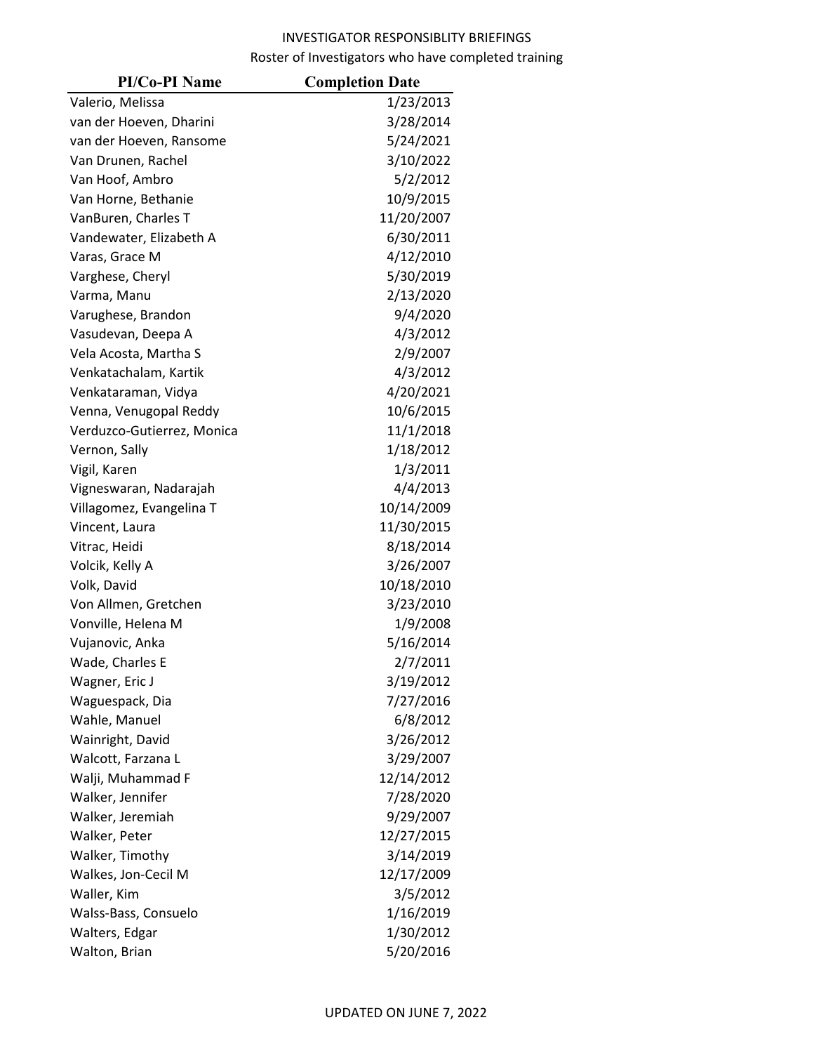INVESTIGATOR RESPONSIBLITY BRIEFINGS

Roster of Investigators who have completed training

| PI/Co-PI Name | Completion Date |
| --- | --- |
| Valerio, Melissa | 1/23/2013 |
| van der Hoeven, Dharini | 3/28/2014 |
| van der Hoeven, Ransome | 5/24/2021 |
| Van Drunen, Rachel | 3/10/2022 |
| Van Hoof, Ambro | 5/2/2012 |
| Van Horne, Bethanie | 10/9/2015 |
| VanBuren, Charles T | 11/20/2007 |
| Vandewater, Elizabeth A | 6/30/2011 |
| Varas, Grace M | 4/12/2010 |
| Varghese, Cheryl | 5/30/2019 |
| Varma, Manu | 2/13/2020 |
| Varughese, Brandon | 9/4/2020 |
| Vasudevan, Deepa A | 4/3/2012 |
| Vela Acosta, Martha S | 2/9/2007 |
| Venkatachalam, Kartik | 4/3/2012 |
| Venkataraman, Vidya | 4/20/2021 |
| Venna, Venugopal Reddy | 10/6/2015 |
| Verduzco-Gutierrez, Monica | 11/1/2018 |
| Vernon, Sally | 1/18/2012 |
| Vigil, Karen | 1/3/2011 |
| Vigneswaran, Nadarajah | 4/4/2013 |
| Villagomez, Evangelina T | 10/14/2009 |
| Vincent, Laura | 11/30/2015 |
| Vitrac, Heidi | 8/18/2014 |
| Volcik, Kelly A | 3/26/2007 |
| Volk, David | 10/18/2010 |
| Von Allmen, Gretchen | 3/23/2010 |
| Vonville, Helena M | 1/9/2008 |
| Vujanovic, Anka | 5/16/2014 |
| Wade, Charles E | 2/7/2011 |
| Wagner, Eric J | 3/19/2012 |
| Waguespack, Dia | 7/27/2016 |
| Wahle, Manuel | 6/8/2012 |
| Wainright, David | 3/26/2012 |
| Walcott, Farzana L | 3/29/2007 |
| Walji, Muhammad F | 12/14/2012 |
| Walker, Jennifer | 7/28/2020 |
| Walker, Jeremiah | 9/29/2007 |
| Walker, Peter | 12/27/2015 |
| Walker, Timothy | 3/14/2019 |
| Walkes, Jon-Cecil M | 12/17/2009 |
| Waller, Kim | 3/5/2012 |
| Walss-Bass, Consuelo | 1/16/2019 |
| Walters, Edgar | 1/30/2012 |
| Walton, Brian | 5/20/2016 |

UPDATED ON JUNE 7, 2022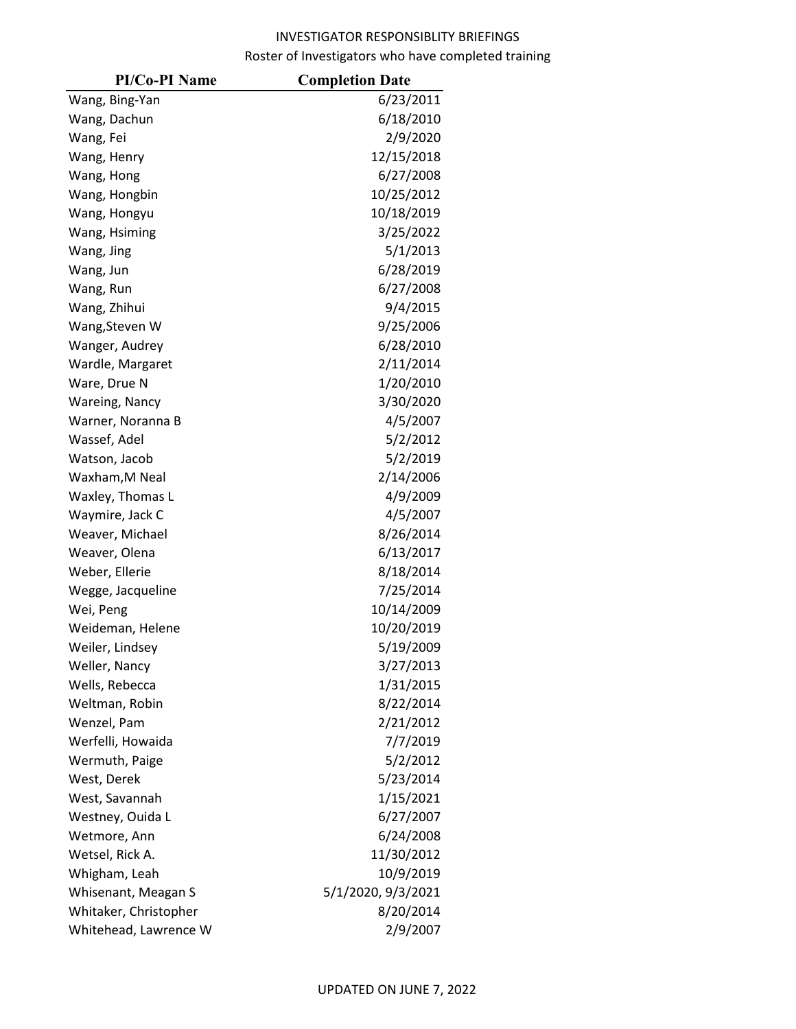INVESTIGATOR RESPONSIBLITY BRIEFINGS

Roster of Investigators who have completed training

| PI/Co-PI Name | Completion Date |
| --- | --- |
| Wang, Bing-Yan | 6/23/2011 |
| Wang, Dachun | 6/18/2010 |
| Wang, Fei | 2/9/2020 |
| Wang, Henry | 12/15/2018 |
| Wang, Hong | 6/27/2008 |
| Wang, Hongbin | 10/25/2012 |
| Wang, Hongyu | 10/18/2019 |
| Wang, Hsiming | 3/25/2022 |
| Wang, Jing | 5/1/2013 |
| Wang, Jun | 6/28/2019 |
| Wang, Run | 6/27/2008 |
| Wang, Zhihui | 9/4/2015 |
| Wang,Steven W | 9/25/2006 |
| Wanger, Audrey | 6/28/2010 |
| Wardle, Margaret | 2/11/2014 |
| Ware, Drue N | 1/20/2010 |
| Wareing, Nancy | 3/30/2020 |
| Warner, Noranna B | 4/5/2007 |
| Wassef, Adel | 5/2/2012 |
| Watson, Jacob | 5/2/2019 |
| Waxham,M Neal | 2/14/2006 |
| Waxley, Thomas L | 4/9/2009 |
| Waymire, Jack C | 4/5/2007 |
| Weaver, Michael | 8/26/2014 |
| Weaver, Olena | 6/13/2017 |
| Weber, Ellerie | 8/18/2014 |
| Wegge, Jacqueline | 7/25/2014 |
| Wei, Peng | 10/14/2009 |
| Weideman, Helene | 10/20/2019 |
| Weiler, Lindsey | 5/19/2009 |
| Weller, Nancy | 3/27/2013 |
| Wells, Rebecca | 1/31/2015 |
| Weltman, Robin | 8/22/2014 |
| Wenzel, Pam | 2/21/2012 |
| Werfelli, Howaida | 7/7/2019 |
| Wermuth, Paige | 5/2/2012 |
| West, Derek | 5/23/2014 |
| West, Savannah | 1/15/2021 |
| Westney, Ouida L | 6/27/2007 |
| Wetmore, Ann | 6/24/2008 |
| Wetsel, Rick A. | 11/30/2012 |
| Whigham, Leah | 10/9/2019 |
| Whisenant, Meagan S | 5/1/2020, 9/3/2021 |
| Whitaker, Christopher | 8/20/2014 |
| Whitehead, Lawrence W | 2/9/2007 |

UPDATED ON JUNE 7, 2022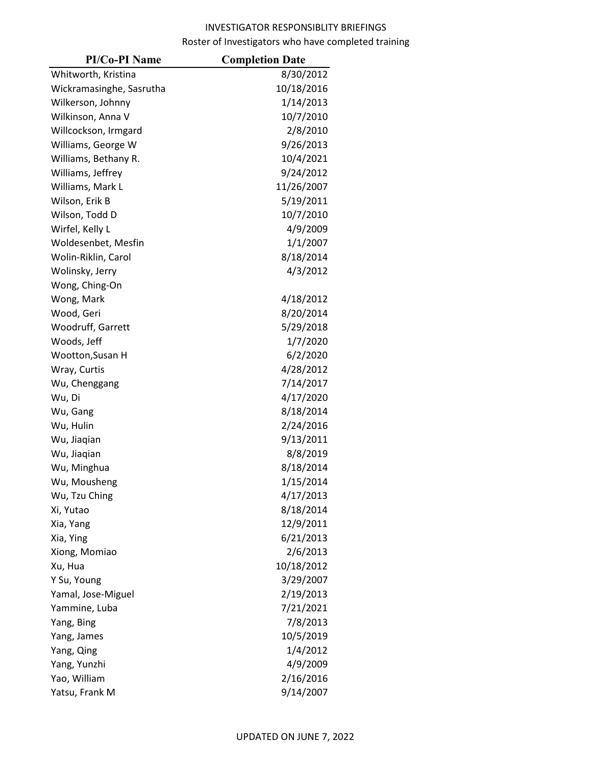INVESTIGATOR RESPONSIBLITY BRIEFINGS

Roster of Investigators who have completed training

| PI/Co-PI Name | Completion Date |
| --- | --- |
| Whitworth, Kristina | 8/30/2012 |
| Wickramasinghe, Sasrutha | 10/18/2016 |
| Wilkerson, Johnny | 1/14/2013 |
| Wilkinson, Anna V | 10/7/2010 |
| Willcockson, Irmgard | 2/8/2010 |
| Williams, George W | 9/26/2013 |
| Williams, Bethany R. | 10/4/2021 |
| Williams, Jeffrey | 9/24/2012 |
| Williams, Mark L | 11/26/2007 |
| Wilson, Erik B | 5/19/2011 |
| Wilson, Todd D | 10/7/2010 |
| Wirfel, Kelly L | 4/9/2009 |
| Woldesenbet, Mesfin | 1/1/2007 |
| Wolin-Riklin, Carol | 8/18/2014 |
| Wolinsky, Jerry | 4/3/2012 |
| Wong, Ching-On | |
| Wong, Mark | 4/18/2012 |
| Wood, Geri | 8/20/2014 |
| Woodruff, Garrett | 5/29/2018 |
| Woods, Jeff | 1/7/2020 |
| Wootton,Susan H | 6/2/2020 |
| Wray, Curtis | 4/28/2012 |
| Wu, Chenggang | 7/14/2017 |
| Wu, Di | 4/17/2020 |
| Wu, Gang | 8/18/2014 |
| Wu, Hulin | 2/24/2016 |
| Wu, Jiaqian | 9/13/2011 |
| Wu, Jiaqian | 8/8/2019 |
| Wu, Minghua | 8/18/2014 |
| Wu, Mousheng | 1/15/2014 |
| Wu, Tzu Ching | 4/17/2013 |
| Xi, Yutao | 8/18/2014 |
| Xia, Yang | 12/9/2011 |
| Xia, Ying | 6/21/2013 |
| Xiong, Momiao | 2/6/2013 |
| Xu, Hua | 10/18/2012 |
| Y Su, Young | 3/29/2007 |
| Yamal, Jose-Miguel | 2/19/2013 |
| Yammine, Luba | 7/21/2021 |
| Yang, Bing | 7/8/2013 |
| Yang, James | 10/5/2019 |
| Yang, Qing | 1/4/2012 |
| Yang, Yunzhi | 4/9/2009 |
| Yao, William | 2/16/2016 |
| Yatsu, Frank M | 9/14/2007 |

UPDATED ON JUNE 7, 2022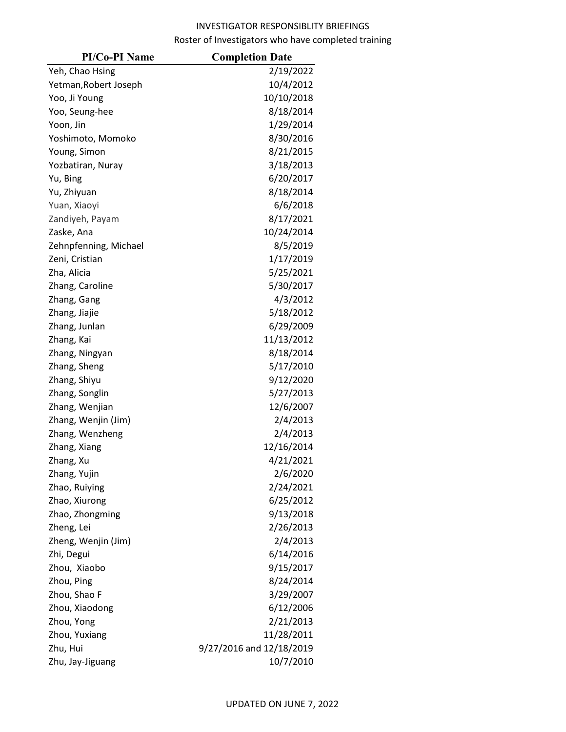INVESTIGATOR RESPONSIBLITY BRIEFINGS

Roster of Investigators who have completed training

| PI/Co-PI Name | Completion Date |
|---|---|
| Yeh, Chao Hsing | 2/19/2022 |
| Yetman,Robert Joseph | 10/4/2012 |
| Yoo, Ji Young | 10/10/2018 |
| Yoo, Seung-hee | 8/18/2014 |
| Yoon, Jin | 1/29/2014 |
| Yoshimoto, Momoko | 8/30/2016 |
| Young, Simon | 8/21/2015 |
| Yozbatiran, Nuray | 3/18/2013 |
| Yu, Bing | 6/20/2017 |
| Yu, Zhiyuan | 8/18/2014 |
| Yuan, Xiaoyi | 6/6/2018 |
| Zandiyeh, Payam | 8/17/2021 |
| Zaske, Ana | 10/24/2014 |
| Zehnpfenning, Michael | 8/5/2019 |
| Zeni, Cristian | 1/17/2019 |
| Zha, Alicia | 5/25/2021 |
| Zhang, Caroline | 5/30/2017 |
| Zhang, Gang | 4/3/2012 |
| Zhang, Jiajie | 5/18/2012 |
| Zhang, Junlan | 6/29/2009 |
| Zhang, Kai | 11/13/2012 |
| Zhang, Ningyan | 8/18/2014 |
| Zhang, Sheng | 5/17/2010 |
| Zhang, Shiyu | 9/12/2020 |
| Zhang, Songlin | 5/27/2013 |
| Zhang, Wenjian | 12/6/2007 |
| Zhang, Wenjin (Jim) | 2/4/2013 |
| Zhang, Wenzheng | 2/4/2013 |
| Zhang, Xiang | 12/16/2014 |
| Zhang, Xu | 4/21/2021 |
| Zhang, Yujin | 2/6/2020 |
| Zhao, Ruiying | 2/24/2021 |
| Zhao, Xiurong | 6/25/2012 |
| Zhao, Zhongming | 9/13/2018 |
| Zheng, Lei | 2/26/2013 |
| Zheng, Wenjin (Jim) | 2/4/2013 |
| Zhi, Degui | 6/14/2016 |
| Zhou,  Xiaobo | 9/15/2017 |
| Zhou, Ping | 8/24/2014 |
| Zhou, Shao F | 3/29/2007 |
| Zhou, Xiaodong | 6/12/2006 |
| Zhou, Yong | 2/21/2013 |
| Zhou, Yuxiang | 11/28/2011 |
| Zhu, Hui | 9/27/2016 and 12/18/2019 |
| Zhu, Jay-Jiguang | 10/7/2010 |

UPDATED ON JUNE 7, 2022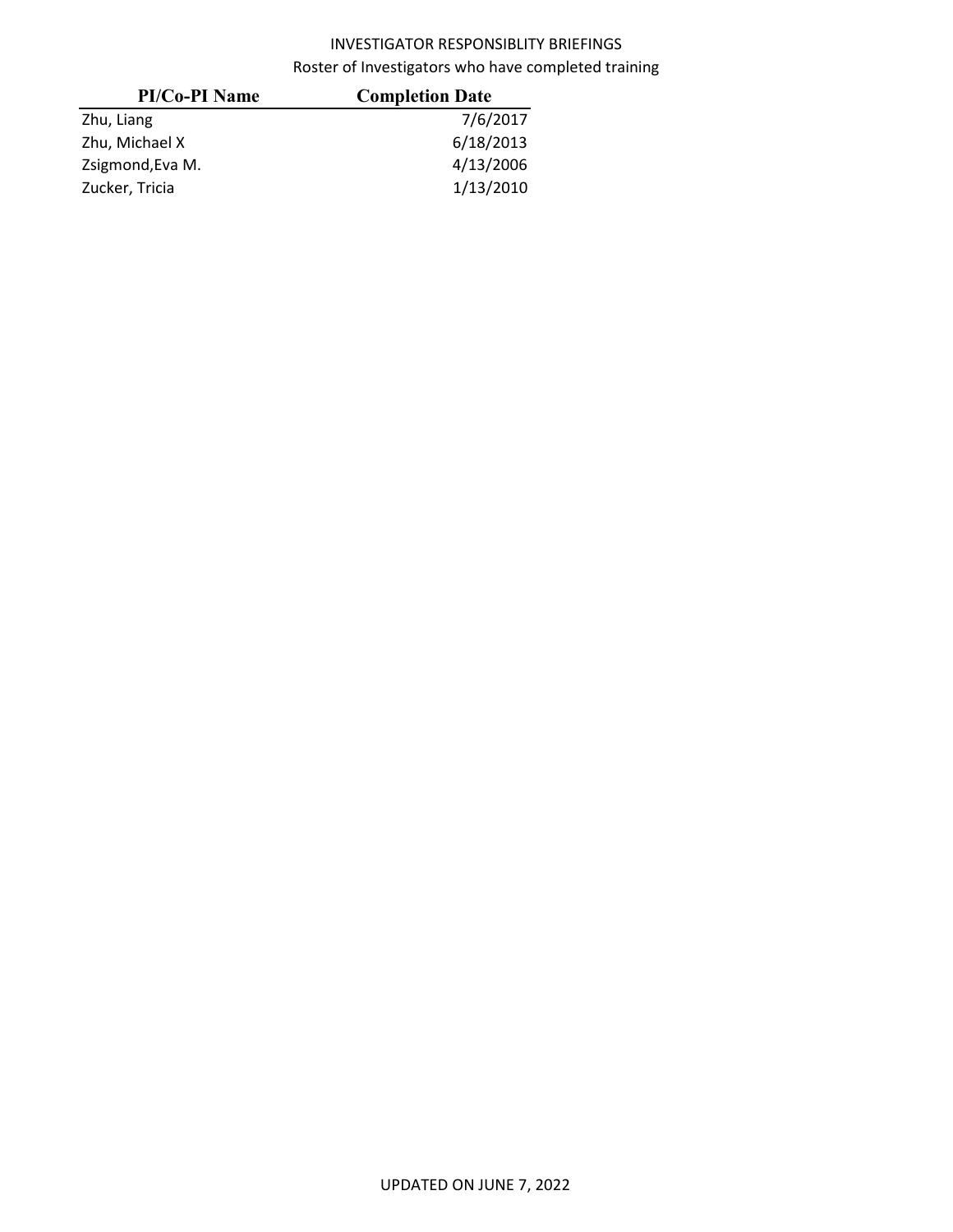INVESTIGATOR RESPONSIBLITY BRIEFINGS

Roster of Investigators who have completed training

| PI/Co-PI Name | Completion Date |
|---|---|
| Zhu, Liang | 7/6/2017 |
| Zhu, Michael X | 6/18/2013 |
| Zsigmond,Eva M. | 4/13/2006 |
| Zucker, Tricia | 1/13/2010 |

UPDATED ON JUNE 7, 2022